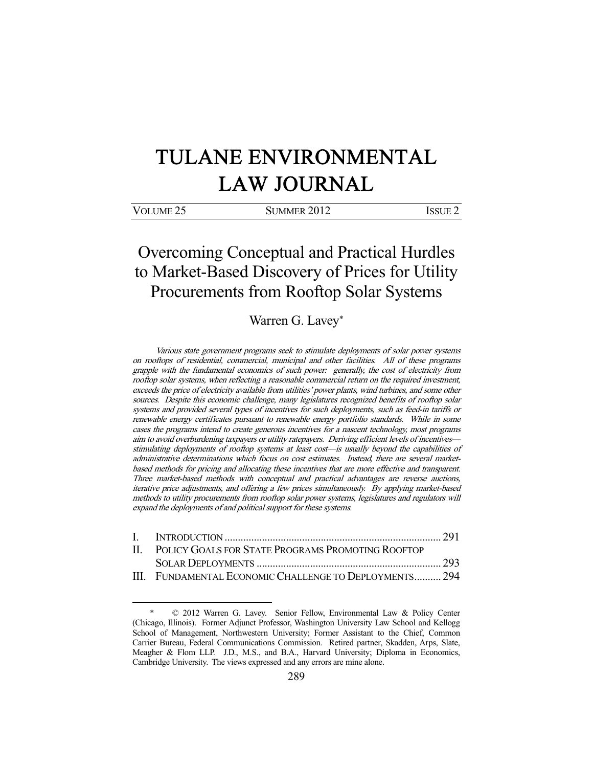# TULANE ENVIRONMENTAL LAW JOURNAL

VOLUME 25 SUMMER 2012 ISSUE 2

## Overcoming Conceptual and Practical Hurdles to Market-Based Discovery of Prices for Utility Procurements from Rooftop Solar Systems

Warren G. Lavey*

*Various state government programs seek to stimulate deployments of solar power systems on rooftops of residential, commercial, municipal and other facilities. All of these programs grapple with the fundamental economics of such power: generally, the cost of electricity from rooftop solar systems, when reflecting a reasonable commercial return on the required investment, exceeds the price of electricity available from utilities' power plants, wind turbines, and some other sources. Despite this economic challenge, many legislatures recognized benefits of rooftop solar systems and provided several types of incentives for such deployments, such as feed-in tariffs or renewable energy certificates pursuant to renewable energy portfolio standards. While in some cases the programs intend to create generous incentives for a nascent technology, most programs aim to avoid overburdening taxpayers or utility ratepayers. Deriving efficient levels of incentives—stimulating deployments of rooftop systems at least cost—is usually beyond the capabilities of administrative determinations which focus on cost estimates. Instead, there are several market-based methods for pricing and allocating these incentives that are more effective and transparent. Three market-based methods with conceptual and practical advantages are reverse auctions, iterative price adjustments, and offering a few prices simultaneously. By applying market-based methods to utility procurements from rooftop solar power systems, legislatures and regulators will expand the deployments of and political support for these systems.*

I. INTRODUCTION ........ 291

II. POLICY GOALS FOR STATE PROGRAMS PROMOTING ROOFTOP SOLAR DEPLOYMENTS ........ 293

III. FUNDAMENTAL ECONOMIC CHALLENGE TO DEPLOYMENTS ........ 294

---

\* © 2012 Warren G. Lavey. Senior Fellow, Environmental Law & Policy Center (Chicago, Illinois). Former Adjunct Professor, Washington University Law School and Kellogg School of Management, Northwestern University; Former Assistant to the Chief, Common Carrier Bureau, Federal Communications Commission. Retired partner, Skadden, Arps, Slate, Meagher & Flom LLP. J.D., M.S., and B.A., Harvard University; Diploma in Economics, Cambridge University. The views expressed and any errors are mine alone.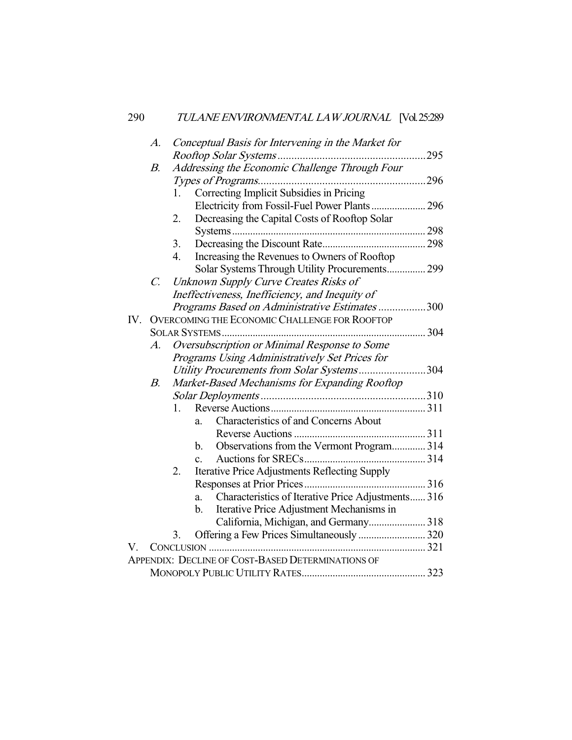A. *Conceptual Basis for Intervening in the Market for Rooftop Solar Systems* ..... 295

B. *Addressing the Economic Challenge Through Four Types of Programs* ..... 296

1. Correcting Implicit Subsidies in Pricing Electricity from Fossil-Fuel Power Plants ..... 296
2. Decreasing the Capital Costs of Rooftop Solar Systems ..... 298
3. Decreasing the Discount Rate ..... 298
4. Increasing the Revenues to Owners of Rooftop Solar Systems Through Utility Procurements ..... 299

C. *Unknown Supply Curve Creates Risks of Ineffectiveness, Inefficiency, and Inequity of Programs Based on Administrative Estimates* ..... 300

IV. OVERCOMING THE ECONOMIC CHALLENGE FOR ROOFTOP SOLAR SYSTEMS ..... 304

A. *Oversubscription or Minimal Response to Some Programs Using Administratively Set Prices for Utility Procurements from Solar Systems* ..... 304

B. *Market-Based Mechanisms for Expanding Rooftop Solar Deployments* ..... 310

1. Reverse Auctions ..... 311
   a. Characteristics of and Concerns About Reverse Auctions ..... 311
   b. Observations from the Vermont Program ..... 314
   c. Auctions for SRECs ..... 314
2. Iterative Price Adjustments Reflecting Supply Responses at Prior Prices ..... 316
   a. Characteristics of Iterative Price Adjustments ..... 316
   b. Iterative Price Adjustment Mechanisms in California, Michigan, and Germany ..... 318
3. Offering a Few Prices Simultaneously ..... 320

V. CONCLUSION ..... 321

APPENDIX: DECLINE OF COST-BASED DETERMINATIONS OF MONOPOLY PUBLIC UTILITY RATES ..... 323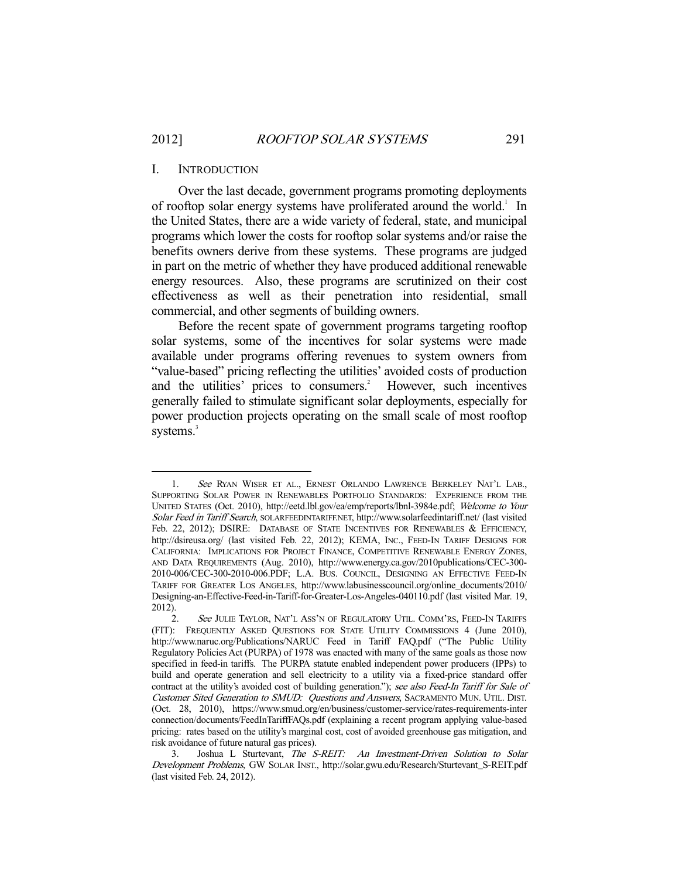## I. INTRODUCTION

Over the last decade, government programs promoting deployments of rooftop solar energy systems have proliferated around the world.[1] In the United States, there are a wide variety of federal, state, and municipal programs which lower the costs for rooftop solar systems and/or raise the benefits owners derive from these systems. These programs are judged in part on the metric of whether they have produced additional renewable energy resources. Also, these programs are scrutinized on their cost effectiveness as well as their penetration into residential, small commercial, and other segments of building owners.

Before the recent spate of government programs targeting rooftop solar systems, some of the incentives for solar systems were made available under programs offering revenues to system owners from "value-based" pricing reflecting the utilities' avoided costs of production and the utilities' prices to consumers.[2] However, such incentives generally failed to stimulate significant solar deployments, especially for power production projects operating on the small scale of most rooftop systems.[3]

---

1. *See* RYAN WISER ET AL., ERNEST ORLANDO LAWRENCE BERKELEY NAT'L LAB., SUPPORTING SOLAR POWER IN RENEWABLES PORTFOLIO STANDARDS: EXPERIENCE FROM THE UNITED STATES (Oct. 2010), http://eetd.lbl.gov/ea/emp/reports/lbnl-3984e.pdf; *Welcome to Your Solar Feed in Tariff Search*, SOLARFEEDINTARIFF.NET, http://www.solarfeedintariff.net/ (last visited Feb. 22, 2012); DSIRE: DATABASE OF STATE INCENTIVES FOR RENEWABLES & EFFICIENCY, http://dsireusa.org/ (last visited Feb. 22, 2012); KEMA, INC., FEED-IN TARIFF DESIGNS FOR CALIFORNIA: IMPLICATIONS FOR PROJECT FINANCE, COMPETITIVE RENEWABLE ENERGY ZONES, AND DATA REQUIREMENTS (Aug. 2010), http://www.energy.ca.gov/2010publications/CEC-300-2010-006/CEC-300-2010-006.PDF; L.A. BUS. COUNCIL, DESIGNING AN EFFECTIVE FEED-IN TARIFF FOR GREATER LOS ANGELES, http://www.labusinesscouncil.org/online_documents/2010/Designing-an-Effective-Feed-in-Tariff-for-Greater-Los-Angeles-040110.pdf (last visited Mar. 19, 2012).

2. *See* JULIE TAYLOR, NAT'L ASS'N OF REGULATORY UTIL. COMM'RS, FEED-IN TARIFFS (FIT): FREQUENTLY ASKED QUESTIONS FOR STATE UTILITY COMMISSIONS 4 (June 2010), http://www.naruc.org/Publications/NARUC Feed in Tariff FAQ.pdf ("The Public Utility Regulatory Policies Act (PURPA) of 1978 was enacted with many of the same goals as those now specified in feed-in tariffs. The PURPA statute enabled independent power producers (IPPs) to build and operate generation and sell electricity to a utility via a fixed-price standard offer contract at the utility's avoided cost of building generation."); *see also Feed-In Tariff for Sale of Customer Sited Generation to SMUD: Questions and Answers*, SACRAMENTO MUN. UTIL. DIST. (Oct. 28, 2010), https://www.smud.org/en/business/customer-service/rates-requirements-interconnection/documents/FeedInTariffFAQs.pdf (explaining a recent program applying value-based pricing: rates based on the utility's marginal cost, cost of avoided greenhouse gas mitigation, and risk avoidance of future natural gas prices).

3. Joshua L Sturtevant, *The S-REIT: An Investment-Driven Solution to Solar Development Problems*, GW SOLAR INST., http://solar.gwu.edu/Research/Sturtevant_S-REIT.pdf (last visited Feb. 24, 2012).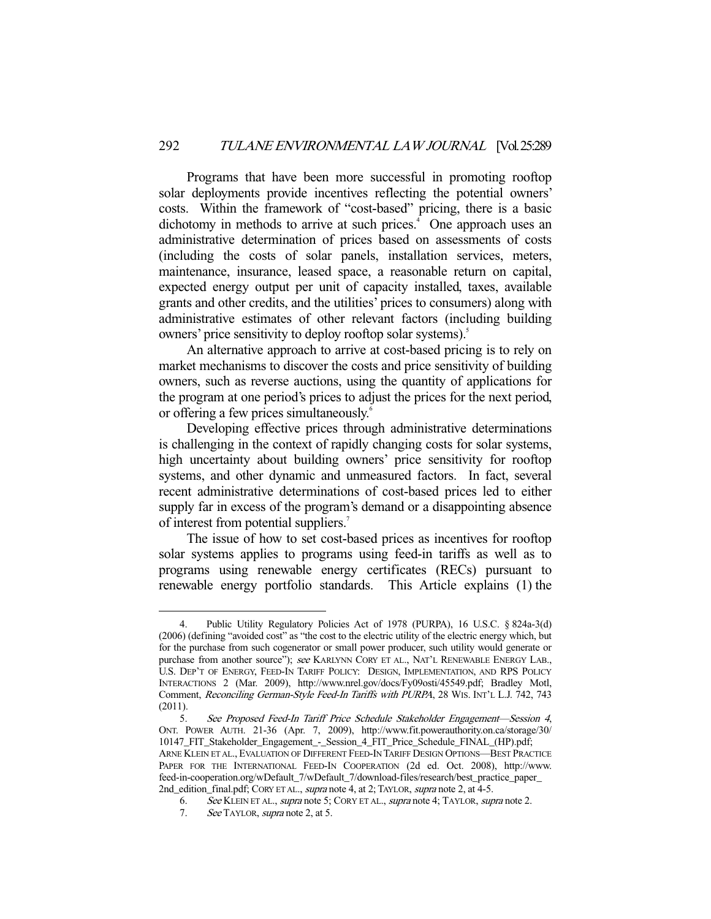Programs that have been more successful in promoting rooftop solar deployments provide incentives reflecting the potential owners' costs. Within the framework of "cost-based" pricing, there is a basic dichotomy in methods to arrive at such prices.[4] One approach uses an administrative determination of prices based on assessments of costs (including the costs of solar panels, installation services, meters, maintenance, insurance, leased space, a reasonable return on capital, expected energy output per unit of capacity installed, taxes, available grants and other credits, and the utilities' prices to consumers) along with administrative estimates of other relevant factors (including building owners' price sensitivity to deploy rooftop solar systems).[5]

An alternative approach to arrive at cost-based pricing is to rely on market mechanisms to discover the costs and price sensitivity of building owners, such as reverse auctions, using the quantity of applications for the program at one period's prices to adjust the prices for the next period, or offering a few prices simultaneously.[6]

Developing effective prices through administrative determinations is challenging in the context of rapidly changing costs for solar systems, high uncertainty about building owners' price sensitivity for rooftop systems, and other dynamic and unmeasured factors. In fact, several recent administrative determinations of cost-based prices led to either supply far in excess of the program's demand or a disappointing absence of interest from potential suppliers.[7]

The issue of how to set cost-based prices as incentives for rooftop solar systems applies to programs using feed-in tariffs as well as to programs using renewable energy certificates (RECs) pursuant to renewable energy portfolio standards. This Article explains (1) the

---

4. Public Utility Regulatory Policies Act of 1978 (PURPA), 16 U.S.C. § 824a-3(d) (2006) (defining "avoided cost" as "the cost to the electric utility of the electric energy which, but for the purchase from such cogenerator or small power producer, such utility would generate or purchase from another source"); *see* KARLYNN CORY ET AL., NAT'L RENEWABLE ENERGY LAB., U.S. DEP'T OF ENERGY, FEED-IN TARIFF POLICY: DESIGN, IMPLEMENTATION, AND RPS POLICY INTERACTIONS 2 (Mar. 2009), http://www.nrel.gov/docs/Fy09osti/45549.pdf; Bradley Motl, Comment, *Reconciling German-Style Feed-In Tariffs with PURPA*, 28 WIS. INT'L L.J. 742, 743 (2011).

5. *See Proposed Feed-In Tariff Price Schedule Stakeholder Engagement—Session 4*, ONT. POWER AUTH. 21-36 (Apr. 7, 2009), http://www.fit.powerauthority.on.ca/storage/30/10147_FIT_Stakeholder_Engagement_-_Session_4_FIT_Price_Schedule_FINAL_(HP).pdf; ARNE KLEIN ET AL., EVALUATION OF DIFFERENT FEED-IN TARIFF DESIGN OPTIONS—BEST PRACTICE PAPER FOR THE INTERNATIONAL FEED-IN COOPERATION (2d ed. Oct. 2008), http://www.feed-in-cooperation.org/wDefault_7/wDefault_7/download-files/research/best_practice_paper_2nd_edition_final.pdf; CORY ET AL., *supra* note 4, at 2; TAYLOR, *supra* note 2, at 4-5.

6. *See* KLEIN ET AL., *supra* note 5; CORY ET AL., *supra* note 4; TAYLOR, *supra* note 2.

7. *See* TAYLOR, *supra* note 2, at 5.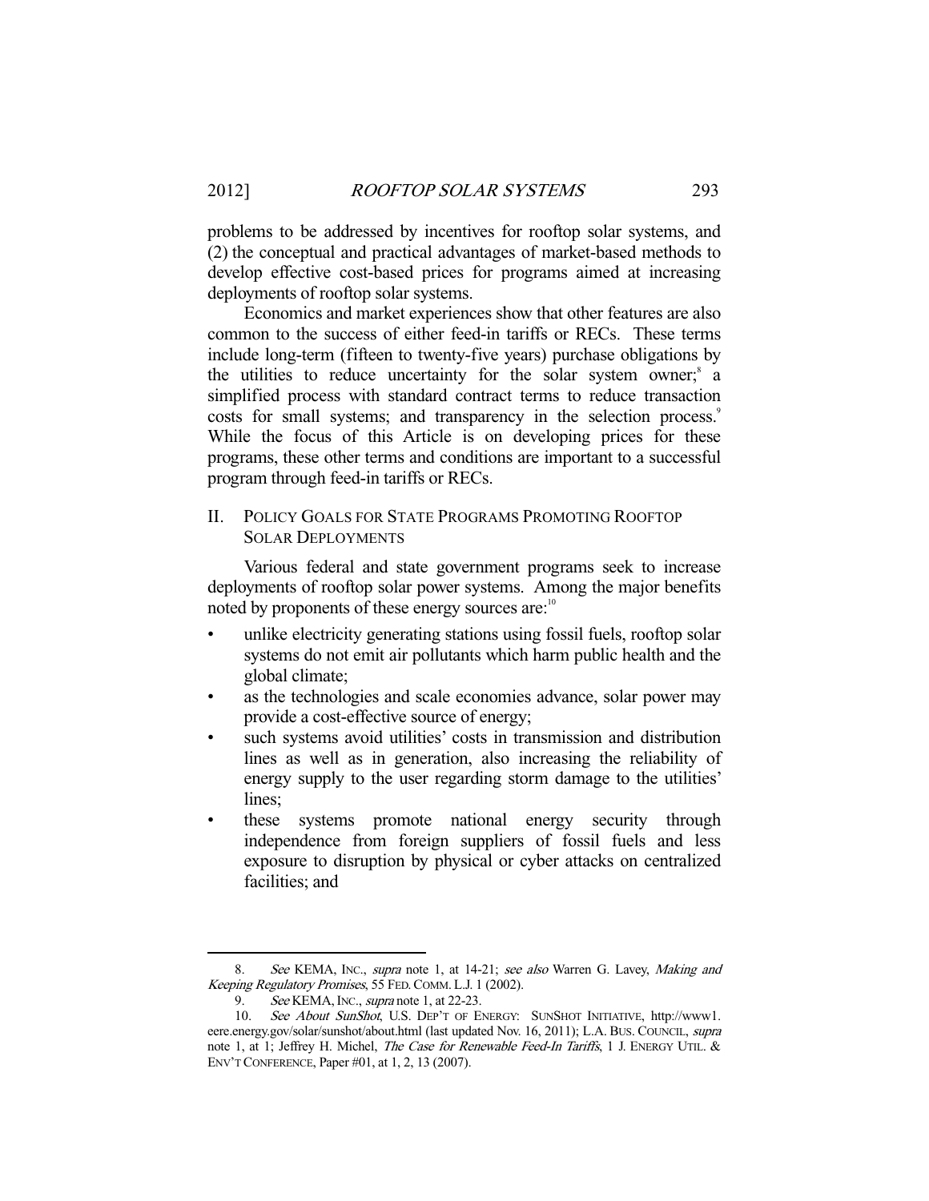problems to be addressed by incentives for rooftop solar systems, and (2) the conceptual and practical advantages of market-based methods to develop effective cost-based prices for programs aimed at increasing deployments of rooftop solar systems.

Economics and market experiences show that other features are also common to the success of either feed-in tariffs or RECs. These terms include long-term (fifteen to twenty-five years) purchase obligations by the utilities to reduce uncertainty for the solar system owner;[8] a simplified process with standard contract terms to reduce transaction costs for small systems; and transparency in the selection process.[9] While the focus of this Article is on developing prices for these programs, these other terms and conditions are important to a successful program through feed-in tariffs or RECs.

## II. POLICY GOALS FOR STATE PROGRAMS PROMOTING ROOFTOP SOLAR DEPLOYMENTS

Various federal and state government programs seek to increase deployments of rooftop solar power systems. Among the major benefits noted by proponents of these energy sources are:[10]

- unlike electricity generating stations using fossil fuels, rooftop solar systems do not emit air pollutants which harm public health and the global climate;
- as the technologies and scale economies advance, solar power may provide a cost-effective source of energy;
- such systems avoid utilities' costs in transmission and distribution lines as well as in generation, also increasing the reliability of energy supply to the user regarding storm damage to the utilities' lines;
- these systems promote national energy security through independence from foreign suppliers of fossil fuels and less exposure to disruption by physical or cyber attacks on centralized facilities; and

---

8. *See* KEMA, INC., *supra* note 1, at 14-21; *see also* Warren G. Lavey, *Making and Keeping Regulatory Promises*, 55 FED. COMM. L.J. 1 (2002).

9. *See* KEMA, INC., *supra* note 1, at 22-23.

10. *See About SunShot*, U.S. DEP'T OF ENERGY: SUNSHOT INITIATIVE, http://www1.eere.energy.gov/solar/sunshot/about.html (last updated Nov. 16, 2011); L.A. BUS. COUNCIL, *supra* note 1, at 1; Jeffrey H. Michel, *The Case for Renewable Feed-In Tariffs*, 1 J. ENERGY UTIL. & ENV'T CONFERENCE, Paper #01, at 1, 2, 13 (2007).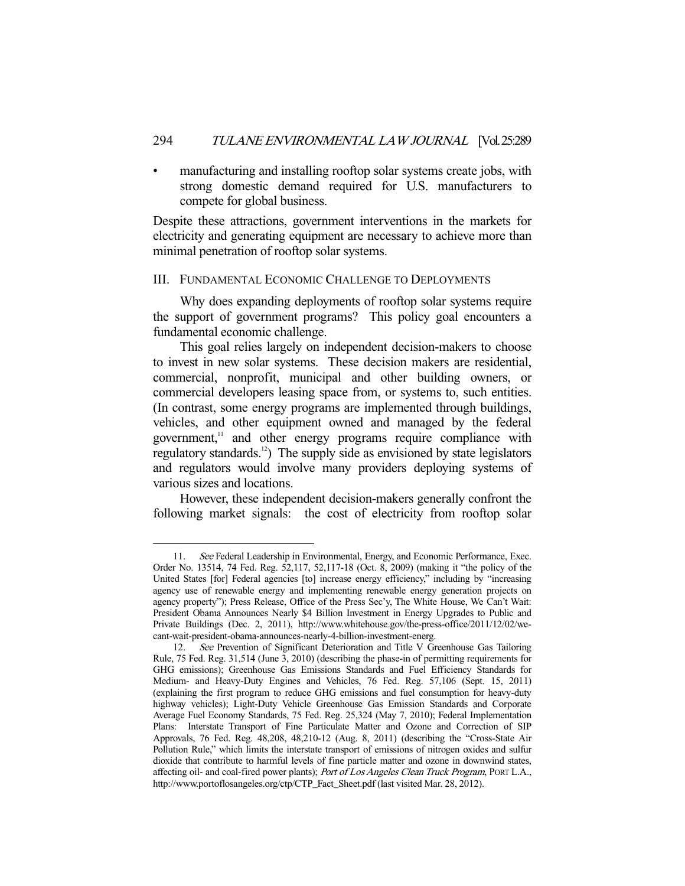- manufacturing and installing rooftop solar systems create jobs, with strong domestic demand required for U.S. manufacturers to compete for global business.

Despite these attractions, government interventions in the markets for electricity and generating equipment are necessary to achieve more than minimal penetration of rooftop solar systems.

## III. Fundamental Economic Challenge to Deployments

Why does expanding deployments of rooftop solar systems require the support of government programs? This policy goal encounters a fundamental economic challenge.

This goal relies largely on independent decision-makers to choose to invest in new solar systems. These decision makers are residential, commercial, nonprofit, municipal and other building owners, or commercial developers leasing space from, or systems to, such entities. (In contrast, some energy programs are implemented through buildings, vehicles, and other equipment owned and managed by the federal government,[11] and other energy programs require compliance with regulatory standards.[12]) The supply side as envisioned by state legislators and regulators would involve many providers deploying systems of various sizes and locations.

However, these independent decision-makers generally confront the following market signals: the cost of electricity from rooftop solar

---

11. *See* Federal Leadership in Environmental, Energy, and Economic Performance, Exec. Order No. 13514, 74 Fed. Reg. 52,117, 52,117-18 (Oct. 8, 2009) (making it "the policy of the United States [for] Federal agencies [to] increase energy efficiency," including by "increasing agency use of renewable energy and implementing renewable energy generation projects on agency property"); Press Release, Office of the Press Sec'y, The White House, We Can't Wait: President Obama Announces Nearly $4 Billion Investment in Energy Upgrades to Public and Private Buildings (Dec. 2, 2011), http://www.whitehouse.gov/the-press-office/2011/12/02/we-cant-wait-president-obama-announces-nearly-4-billion-investment-energ.

12. *See* Prevention of Significant Deterioration and Title V Greenhouse Gas Tailoring Rule, 75 Fed. Reg. 31,514 (June 3, 2010) (describing the phase-in of permitting requirements for GHG emissions); Greenhouse Gas Emissions Standards and Fuel Efficiency Standards for Medium- and Heavy-Duty Engines and Vehicles, 76 Fed. Reg. 57,106 (Sept. 15, 2011) (explaining the first program to reduce GHG emissions and fuel consumption for heavy-duty highway vehicles); Light-Duty Vehicle Greenhouse Gas Emission Standards and Corporate Average Fuel Economy Standards, 75 Fed. Reg. 25,324 (May 7, 2010); Federal Implementation Plans: Interstate Transport of Fine Particulate Matter and Ozone and Correction of SIP Approvals, 76 Fed. Reg. 48,208, 48,210-12 (Aug. 8, 2011) (describing the "Cross-State Air Pollution Rule," which limits the interstate transport of emissions of nitrogen oxides and sulfur dioxide that contribute to harmful levels of fine particle matter and ozone in downwind states, affecting oil- and coal-fired power plants); *Port of Los Angeles Clean Truck Program*, PORT L.A., http://www.portoflosangeles.org/ctp/CTP_Fact_Sheet.pdf (last visited Mar. 28, 2012).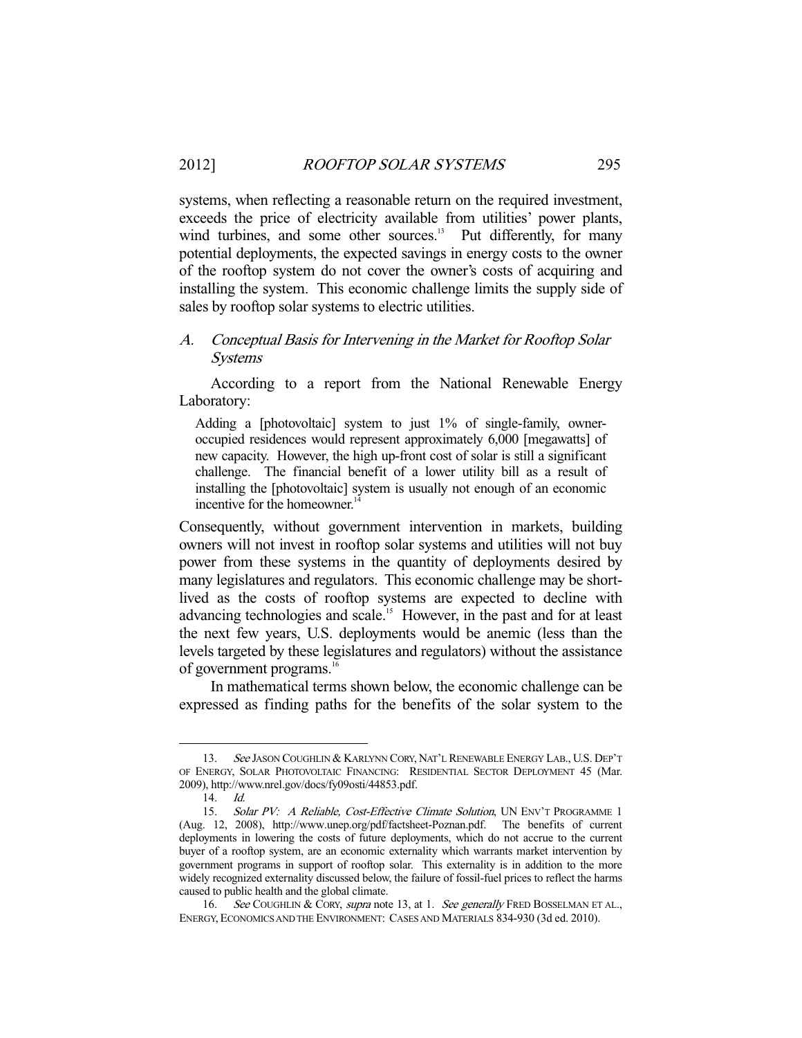systems, when reflecting a reasonable return on the required investment, exceeds the price of electricity available from utilities' power plants, wind turbines, and some other sources.[13] Put differently, for many potential deployments, the expected savings in energy costs to the owner of the rooftop system do not cover the owner's costs of acquiring and installing the system. This economic challenge limits the supply side of sales by rooftop solar systems to electric utilities.

## A. *Conceptual Basis for Intervening in the Market for Rooftop Solar Systems*

According to a report from the National Renewable Energy Laboratory:

> Adding a [photovoltaic] system to just 1% of single-family, owner-occupied residences would represent approximately 6,000 [megawatts] of new capacity. However, the high up-front cost of solar is still a significant challenge. The financial benefit of a lower utility bill as a result of installing the [photovoltaic] system is usually not enough of an economic incentive for the homeowner.[14]

Consequently, without government intervention in markets, building owners will not invest in rooftop solar systems and utilities will not buy power from these systems in the quantity of deployments desired by many legislatures and regulators. This economic challenge may be short-lived as the costs of rooftop systems are expected to decline with advancing technologies and scale.[15] However, in the past and for at least the next few years, U.S. deployments would be anemic (less than the levels targeted by these legislatures and regulators) without the assistance of government programs.[16]

In mathematical terms shown below, the economic challenge can be expressed as finding paths for the benefits of the solar system to the

---

13. *See* JASON COUGHLIN & KARLYNN CORY, NAT'L RENEWABLE ENERGY LAB., U.S. DEP'T OF ENERGY, SOLAR PHOTOVOLTAIC FINANCING: RESIDENTIAL SECTOR DEPLOYMENT 45 (Mar. 2009), http://www.nrel.gov/docs/fy09osti/44853.pdf.

14. *Id.*

15. *Solar PV: A Reliable, Cost-Effective Climate Solution*, UN ENV'T PROGRAMME 1 (Aug. 12, 2008), http://www.unep.org/pdf/factsheet-Poznan.pdf. The benefits of current deployments in lowering the costs of future deployments, which do not accrue to the current buyer of a rooftop system, are an economic externality which warrants market intervention by government programs in support of rooftop solar. This externality is in addition to the more widely recognized externality discussed below, the failure of fossil-fuel prices to reflect the harms caused to public health and the global climate.

16. *See* COUGHLIN & CORY, *supra* note 13, at 1. *See generally* FRED BOSSELMAN ET AL., ENERGY, ECONOMICS AND THE ENVIRONMENT: CASES AND MATERIALS 834-930 (3d ed. 2010).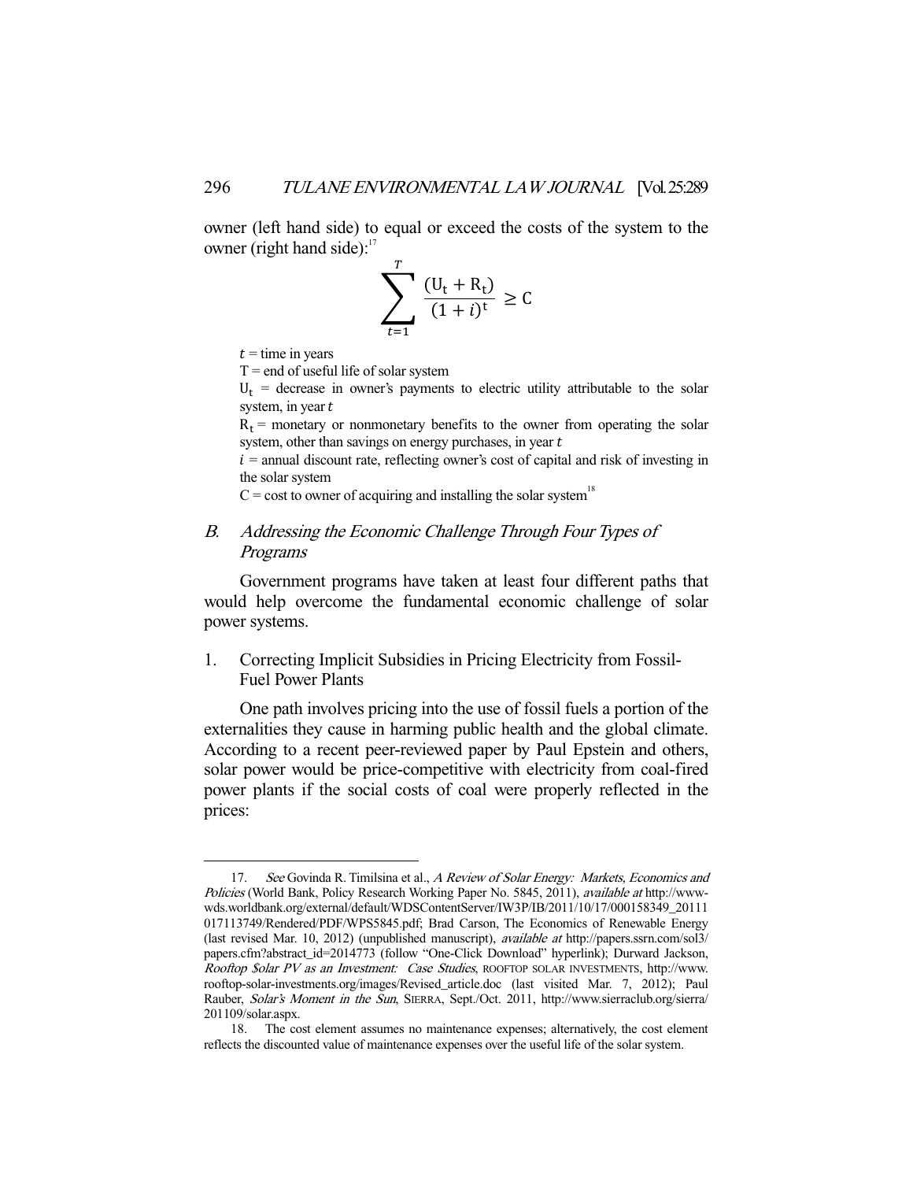owner (left hand side) to equal or exceed the costs of the system to the owner (right hand side):[17]

$$\sum_{t=1}^{T} \frac{(U_t + R_t)}{(1+i)^t} \geq C$$

$t$ = time in years

T = end of useful life of solar system

$U_t$ = decrease in owner's payments to electric utility attributable to the solar system, in year $t$

$R_t$ = monetary or nonmonetary benefits to the owner from operating the solar system, other than savings on energy purchases, in year $t$

$i$ = annual discount rate, reflecting owner's cost of capital and risk of investing in the solar system

C = cost to owner of acquiring and installing the solar system[18]

### *B. Addressing the Economic Challenge Through Four Types of Programs*

Government programs have taken at least four different paths that would help overcome the fundamental economic challenge of solar power systems.

#### 1. Correcting Implicit Subsidies in Pricing Electricity from Fossil-Fuel Power Plants

One path involves pricing into the use of fossil fuels a portion of the externalities they cause in harming public health and the global climate. According to a recent peer-reviewed paper by Paul Epstein and others, solar power would be price-competitive with electricity from coal-fired power plants if the social costs of coal were properly reflected in the prices:

---

17. *See* Govinda R. Timilsina et al., *A Review of Solar Energy: Markets, Economics and Policies* (World Bank, Policy Research Working Paper No. 5845, 2011), *available at* http://www-wds.worldbank.org/external/default/WDSContentServer/IW3P/IB/2011/10/17/000158349_20111017113749/Rendered/PDF/WPS5845.pdf; Brad Carson, The Economics of Renewable Energy (last revised Mar. 10, 2012) (unpublished manuscript), *available at* http://papers.ssrn.com/sol3/papers.cfm?abstract_id=2014773 (follow "One-Click Download" hyperlink); Durward Jackson, *Rooftop $olar PV as an Investment: Case Studies*, ROOFTOP SOLAR INVESTMENTS, http://www.rooftop-solar-investments.org/images/Revised_article.doc (last visited Mar. 7, 2012); Paul Rauber, *Solar's Moment in the Sun*, SIERRA, Sept./Oct. 2011, http://www.sierraclub.org/sierra/201109/solar.aspx.

18. The cost element assumes no maintenance expenses; alternatively, the cost element reflects the discounted value of maintenance expenses over the useful life of the solar system.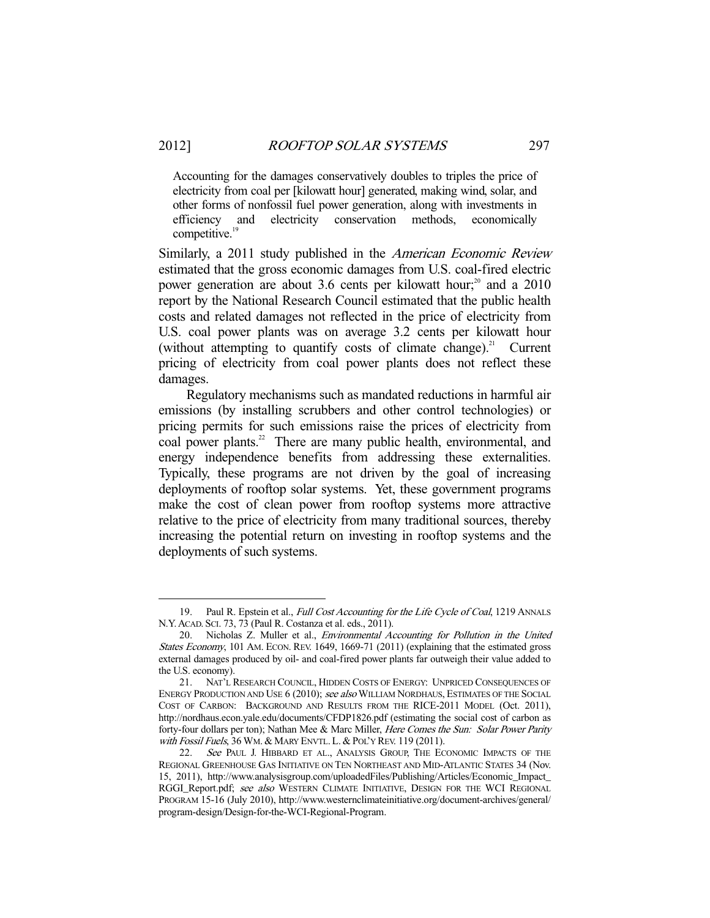> Accounting for the damages conservatively doubles to triples the price of electricity from coal per [kilowatt hour] generated, making wind, solar, and other forms of nonfossil fuel power generation, along with investments in efficiency and electricity conservation methods, economically competitive.[19]

Similarly, a 2011 study published in the *American Economic Review* estimated that the gross economic damages from U.S. coal-fired electric power generation are about 3.6 cents per kilowatt hour;[20] and a 2010 report by the National Research Council estimated that the public health costs and related damages not reflected in the price of electricity from U.S. coal power plants was on average 3.2 cents per kilowatt hour (without attempting to quantify costs of climate change).[21] Current pricing of electricity from coal power plants does not reflect these damages.

Regulatory mechanisms such as mandated reductions in harmful air emissions (by installing scrubbers and other control technologies) or pricing permits for such emissions raise the prices of electricity from coal power plants.[22] There are many public health, environmental, and energy independence benefits from addressing these externalities. Typically, these programs are not driven by the goal of increasing deployments of rooftop solar systems. Yet, these government programs make the cost of clean power from rooftop systems more attractive relative to the price of electricity from many traditional sources, thereby increasing the potential return on investing in rooftop systems and the deployments of such systems.

---

19. Paul R. Epstein et al., *Full Cost Accounting for the Life Cycle of Coal*, 1219 ANNALS N.Y. ACAD. SCI. 73, 73 (Paul R. Costanza et al. eds., 2011).

20. Nicholas Z. Muller et al., *Environmental Accounting for Pollution in the United States Economy*, 101 AM. ECON. REV. 1649, 1669-71 (2011) (explaining that the estimated gross external damages produced by oil- and coal-fired power plants far outweigh their value added to the U.S. economy).

21. NAT'L RESEARCH COUNCIL, HIDDEN COSTS OF ENERGY: UNPRICED CONSEQUENCES OF ENERGY PRODUCTION AND USE 6 (2010); *see also* WILLIAM NORDHAUS, ESTIMATES OF THE SOCIAL COST OF CARBON: BACKGROUND AND RESULTS FROM THE RICE-2011 MODEL (Oct. 2011), http://nordhaus.econ.yale.edu/documents/CFDP1826.pdf (estimating the social cost of carbon as forty-four dollars per ton); Nathan Mee & Marc Miller, *Here Comes the Sun: Solar Power Parity with Fossil Fuels*, 36 WM. & MARY ENVTL. L. & POL'Y REV. 119 (2011).

22. *See* PAUL J. HIBBARD ET AL., ANALYSIS GROUP, THE ECONOMIC IMPACTS OF THE REGIONAL GREENHOUSE GAS INITIATIVE ON TEN NORTHEAST AND MID-ATLANTIC STATES 34 (Nov. 15, 2011), http://www.analysisgroup.com/uploadedFiles/Publishing/Articles/Economic_Impact_RGGI_Report.pdf; *see also* WESTERN CLIMATE INITIATIVE, DESIGN FOR THE WCI REGIONAL PROGRAM 15-16 (July 2010), http://www.westernclimateinitiative.org/document-archives/general/program-design/Design-for-the-WCI-Regional-Program.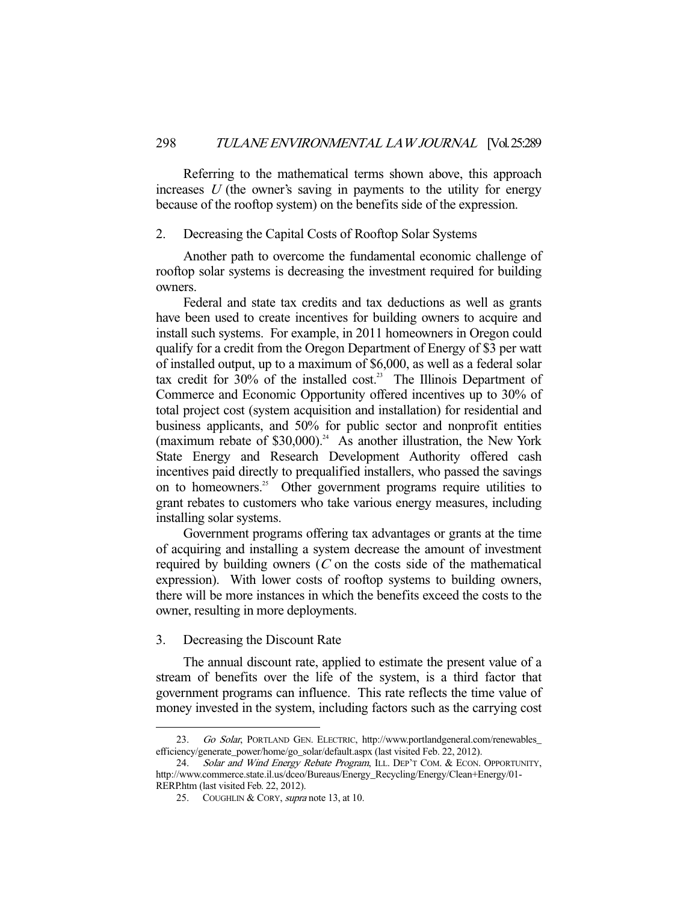Referring to the mathematical terms shown above, this approach increases $U$ (the owner's saving in payments to the utility for energy because of the rooftop system) on the benefits side of the expression.

### 2. Decreasing the Capital Costs of Rooftop Solar Systems

Another path to overcome the fundamental economic challenge of rooftop solar systems is decreasing the investment required for building owners.

Federal and state tax credits and tax deductions as well as grants have been used to create incentives for building owners to acquire and install such systems. For example, in 2011 homeowners in Oregon could qualify for a credit from the Oregon Department of Energy of $3 per watt of installed output, up to a maximum of $6,000, as well as a federal solar tax credit for 30% of the installed cost.[23] The Illinois Department of Commerce and Economic Opportunity offered incentives up to 30% of total project cost (system acquisition and installation) for residential and business applicants, and 50% for public sector and nonprofit entities (maximum rebate of $30,000).[24] As another illustration, the New York State Energy and Research Development Authority offered cash incentives paid directly to prequalified installers, who passed the savings on to homeowners.[25] Other government programs require utilities to grant rebates to customers who take various energy measures, including installing solar systems.

Government programs offering tax advantages or grants at the time of acquiring and installing a system decrease the amount of investment required by building owners ($C$ on the costs side of the mathematical expression). With lower costs of rooftop systems to building owners, there will be more instances in which the benefits exceed the costs to the owner, resulting in more deployments.

### 3. Decreasing the Discount Rate

The annual discount rate, applied to estimate the present value of a stream of benefits over the life of the system, is a third factor that government programs can influence. This rate reflects the time value of money invested in the system, including factors such as the carrying cost

---

23. *Go Solar*, PORTLAND GEN. ELECTRIC, http://www.portlandgeneral.com/renewables_efficiency/generate_power/home/go_solar/default.aspx (last visited Feb. 22, 2012).

24. *Solar and Wind Energy Rebate Program*, ILL. DEP'T COM. & ECON. OPPORTUNITY, http://www.commerce.state.il.us/dceo/Bureaus/Energy_Recycling/Energy/Clean+Energy/01-RERP.htm (last visited Feb. 22, 2012).

25. COUGHLIN & CORY, *supra* note 13, at 10.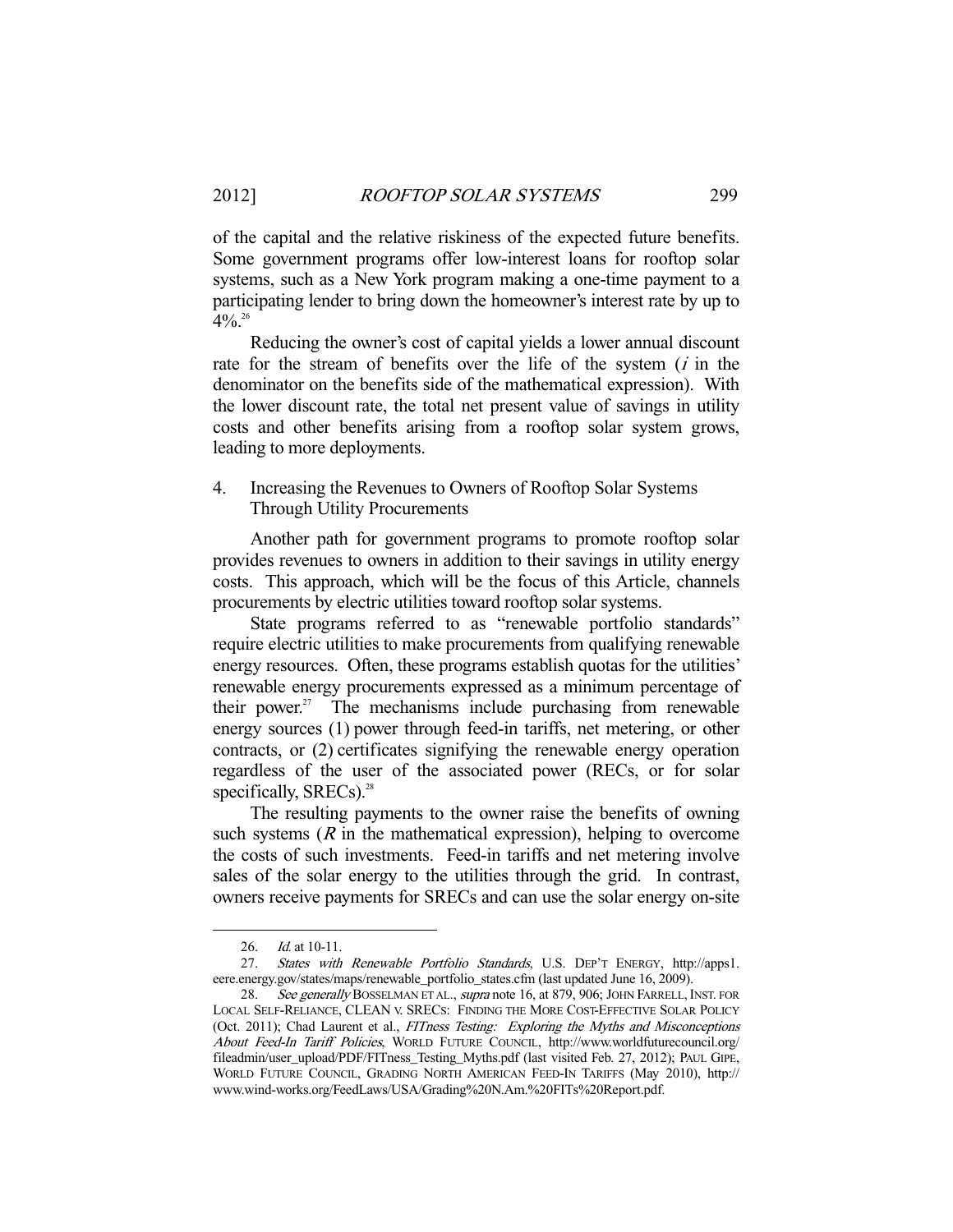of the capital and the relative riskiness of the expected future benefits. Some government programs offer low-interest loans for rooftop solar systems, such as a New York program making a one-time payment to a participating lender to bring down the homeowner's interest rate by up to 4%.[26]

Reducing the owner's cost of capital yields a lower annual discount rate for the stream of benefits over the life of the system ($i$ in the denominator on the benefits side of the mathematical expression). With the lower discount rate, the total net present value of savings in utility costs and other benefits arising from a rooftop solar system grows, leading to more deployments.

4. Increasing the Revenues to Owners of Rooftop Solar Systems Through Utility Procurements

Another path for government programs to promote rooftop solar provides revenues to owners in addition to their savings in utility energy costs. This approach, which will be the focus of this Article, channels procurements by electric utilities toward rooftop solar systems.

State programs referred to as "renewable portfolio standards" require electric utilities to make procurements from qualifying renewable energy resources. Often, these programs establish quotas for the utilities' renewable energy procurements expressed as a minimum percentage of their power.[27] The mechanisms include purchasing from renewable energy sources (1) power through feed-in tariffs, net metering, or other contracts, or (2) certificates signifying the renewable energy operation regardless of the user of the associated power (RECs, or for solar specifically, SRECs).[28]

The resulting payments to the owner raise the benefits of owning such systems ($R$ in the mathematical expression), helping to overcome the costs of such investments. Feed-in tariffs and net metering involve sales of the solar energy to the utilities through the grid. In contrast, owners receive payments for SRECs and can use the solar energy on-site

---

26. *Id.* at 10-11.

27. *States with Renewable Portfolio Standards*, U.S. DEP'T ENERGY, http://apps1.eere.energy.gov/states/maps/renewable_portfolio_states.cfm (last updated June 16, 2009).

28. *See generally* BOSSELMAN ET AL., *supra* note 16, at 879, 906; JOHN FARRELL, INST. FOR LOCAL SELF-RELIANCE, CLEAN V. SRECS: FINDING THE MORE COST-EFFECTIVE SOLAR POLICY (Oct. 2011); Chad Laurent et al., *FITness Testing: Exploring the Myths and Misconceptions About Feed-In Tariff Policies*, WORLD FUTURE COUNCIL, http://www.worldfuturecouncil.org/fileadmin/user_upload/PDF/FITness_Testing_Myths.pdf (last visited Feb. 27, 2012); PAUL GIPE, WORLD FUTURE COUNCIL, GRADING NORTH AMERICAN FEED-IN TARIFFS (May 2010), http://www.wind-works.org/FeedLaws/USA/Grading%20N.Am.%20FITs%20Report.pdf.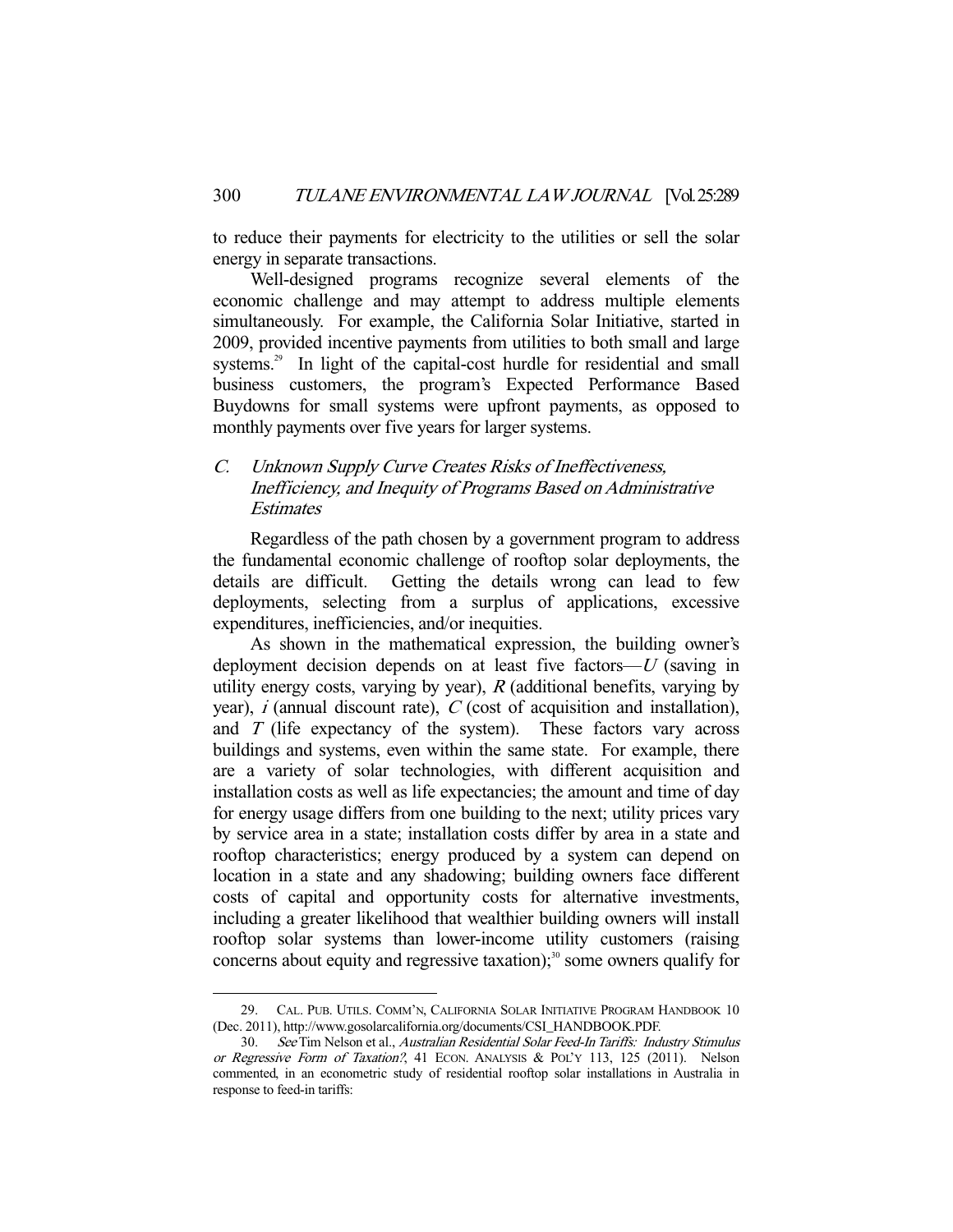to reduce their payments for electricity to the utilities or sell the solar energy in separate transactions.

Well-designed programs recognize several elements of the economic challenge and may attempt to address multiple elements simultaneously. For example, the California Solar Initiative, started in 2009, provided incentive payments from utilities to both small and large systems.[29] In light of the capital-cost hurdle for residential and small business customers, the program's Expected Performance Based Buydowns for small systems were upfront payments, as opposed to monthly payments over five years for larger systems.

### *C. Unknown Supply Curve Creates Risks of Ineffectiveness, Inefficiency, and Inequity of Programs Based on Administrative Estimates*

Regardless of the path chosen by a government program to address the fundamental economic challenge of rooftop solar deployments, the details are difficult. Getting the details wrong can lead to few deployments, selecting from a surplus of applications, excessive expenditures, inefficiencies, and/or inequities.

As shown in the mathematical expression, the building owner's deployment decision depends on at least five factors—$U$ (saving in utility energy costs, varying by year), $R$ (additional benefits, varying by year), $i$ (annual discount rate), $C$ (cost of acquisition and installation), and $T$ (life expectancy of the system). These factors vary across buildings and systems, even within the same state. For example, there are a variety of solar technologies, with different acquisition and installation costs as well as life expectancies; the amount and time of day for energy usage differs from one building to the next; utility prices vary by service area in a state; installation costs differ by area in a state and rooftop characteristics; energy produced by a system can depend on location in a state and any shadowing; building owners face different costs of capital and opportunity costs for alternative investments, including a greater likelihood that wealthier building owners will install rooftop solar systems than lower-income utility customers (raising concerns about equity and regressive taxation);[30] some owners qualify for

---

29. CAL. PUB. UTILS. COMM'N, CALIFORNIA SOLAR INITIATIVE PROGRAM HANDBOOK 10 (Dec. 2011), http://www.gosolarcalifornia.org/documents/CSI_HANDBOOK.PDF.

30. *See* Tim Nelson et al., *Australian Residential Solar Feed-In Tariffs: Industry Stimulus or Regressive Form of Taxation?*, 41 ECON. ANALYSIS & POL'Y 113, 125 (2011). Nelson commented, in an econometric study of residential rooftop solar installations in Australia in response to feed-in tariffs: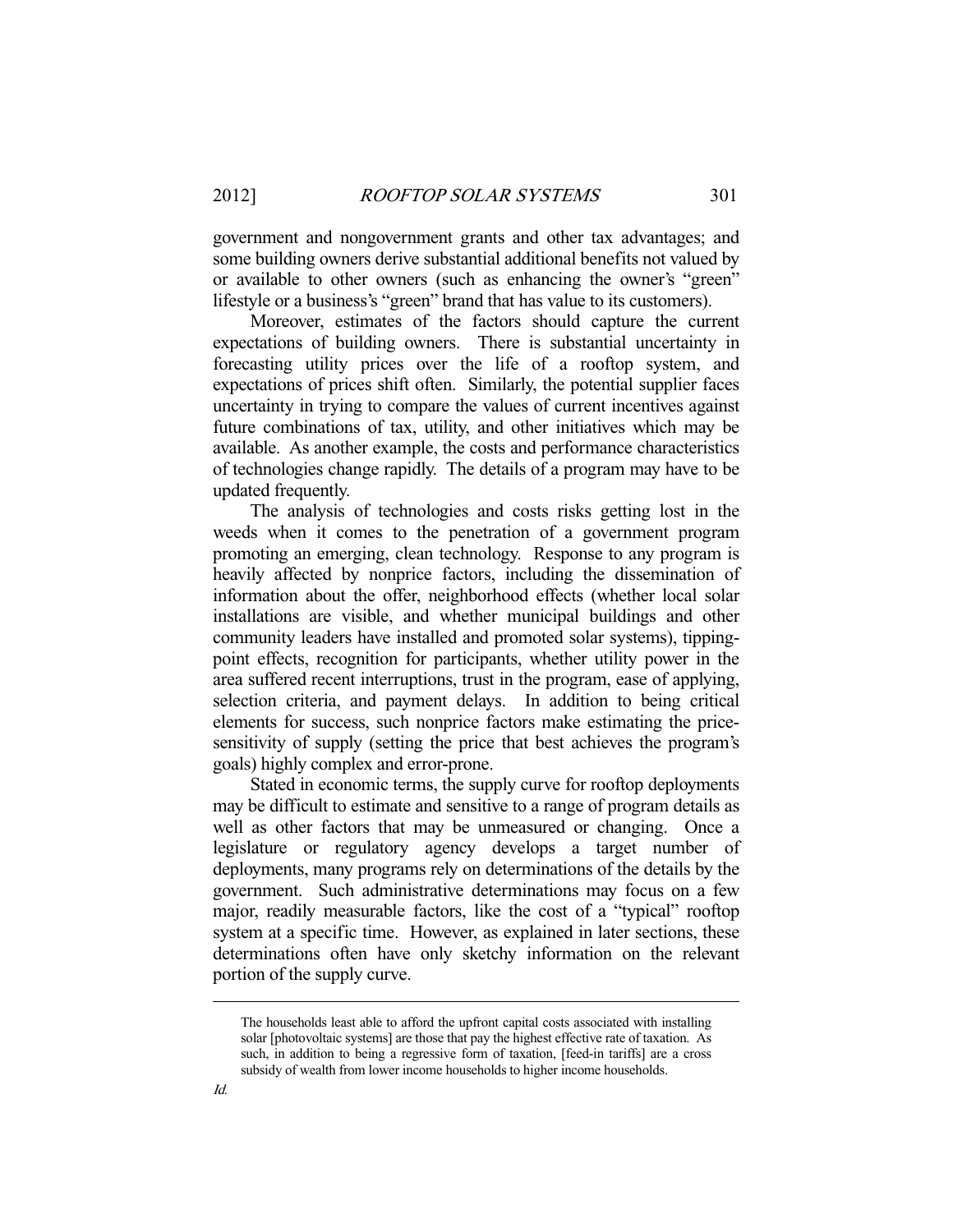government and nongovernment grants and other tax advantages; and some building owners derive substantial additional benefits not valued by or available to other owners (such as enhancing the owner's "green" lifestyle or a business's "green" brand that has value to its customers).

Moreover, estimates of the factors should capture the current expectations of building owners. There is substantial uncertainty in forecasting utility prices over the life of a rooftop system, and expectations of prices shift often. Similarly, the potential supplier faces uncertainty in trying to compare the values of current incentives against future combinations of tax, utility, and other initiatives which may be available. As another example, the costs and performance characteristics of technologies change rapidly. The details of a program may have to be updated frequently.

The analysis of technologies and costs risks getting lost in the weeds when it comes to the penetration of a government program promoting an emerging, clean technology. Response to any program is heavily affected by nonprice factors, including the dissemination of information about the offer, neighborhood effects (whether local solar installations are visible, and whether municipal buildings and other community leaders have installed and promoted solar systems), tipping-point effects, recognition for participants, whether utility power in the area suffered recent interruptions, trust in the program, ease of applying, selection criteria, and payment delays. In addition to being critical elements for success, such nonprice factors make estimating the price-sensitivity of supply (setting the price that best achieves the program's goals) highly complex and error-prone.

Stated in economic terms, the supply curve for rooftop deployments may be difficult to estimate and sensitive to a range of program details as well as other factors that may be unmeasured or changing. Once a legislature or regulatory agency develops a target number of deployments, many programs rely on determinations of the details by the government. Such administrative determinations may focus on a few major, readily measurable factors, like the cost of a "typical" rooftop system at a specific time. However, as explained in later sections, these determinations often have only sketchy information on the relevant portion of the supply curve.

---

> The households least able to afford the upfront capital costs associated with installing solar [photovoltaic systems] are those that pay the highest effective rate of taxation. As such, in addition to being a regressive form of taxation, [feed-in tariffs] are a cross subsidy of wealth from lower income households to higher income households.

*Id.*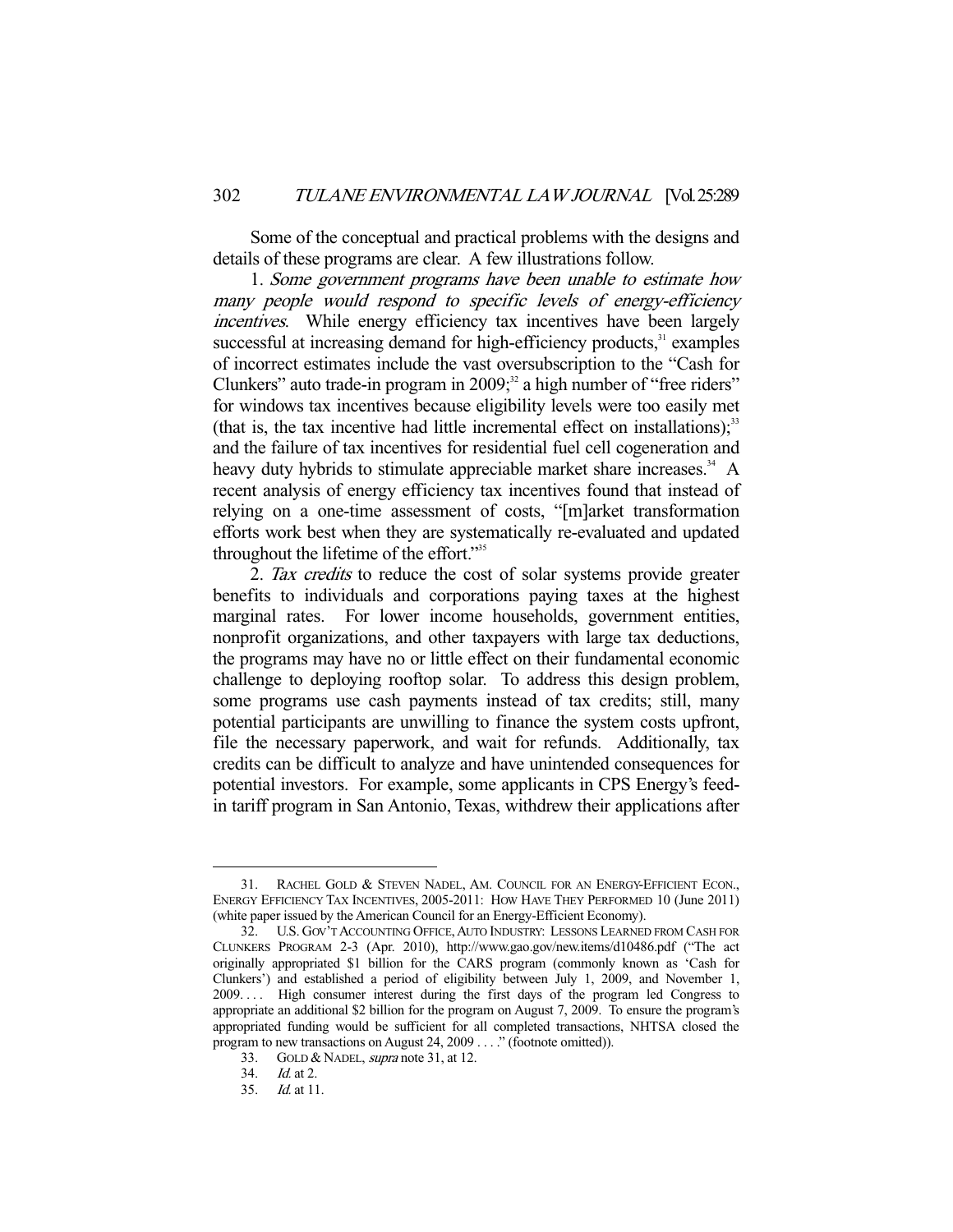Some of the conceptual and practical problems with the designs and details of these programs are clear. A few illustrations follow.

1. *Some government programs have been unable to estimate how many people would respond to specific levels of energy-efficiency incentives.* While energy efficiency tax incentives have been largely successful at increasing demand for high-efficiency products,[31] examples of incorrect estimates include the vast oversubscription to the "Cash for Clunkers" auto trade-in program in 2009;[32] a high number of "free riders" for windows tax incentives because eligibility levels were too easily met (that is, the tax incentive had little incremental effect on installations);[33] and the failure of tax incentives for residential fuel cell cogeneration and heavy duty hybrids to stimulate appreciable market share increases.[34] A recent analysis of energy efficiency tax incentives found that instead of relying on a one-time assessment of costs, "[m]arket transformation efforts work best when they are systematically re-evaluated and updated throughout the lifetime of the effort."[35]

2. *Tax credits* to reduce the cost of solar systems provide greater benefits to individuals and corporations paying taxes at the highest marginal rates. For lower income households, government entities, nonprofit organizations, and other taxpayers with large tax deductions, the programs may have no or little effect on their fundamental economic challenge to deploying rooftop solar. To address this design problem, some programs use cash payments instead of tax credits; still, many potential participants are unwilling to finance the system costs upfront, file the necessary paperwork, and wait for refunds. Additionally, tax credits can be difficult to analyze and have unintended consequences for potential investors. For example, some applicants in CPS Energy's feed-in tariff program in San Antonio, Texas, withdrew their applications after

---

31. RACHEL GOLD & STEVEN NADEL, AM. COUNCIL FOR AN ENERGY-EFFICIENT ECON., ENERGY EFFICIENCY TAX INCENTIVES, 2005-2011: HOW HAVE THEY PERFORMED 10 (June 2011) (white paper issued by the American Council for an Energy-Efficient Economy).

32. U.S. GOV'T ACCOUNTING OFFICE, AUTO INDUSTRY: LESSONS LEARNED FROM CASH FOR CLUNKERS PROGRAM 2-3 (Apr. 2010), http://www.gao.gov/new.items/d10486.pdf ("The act originally appropriated $1 billion for the CARS program (commonly known as 'Cash for Clunkers') and established a period of eligibility between July 1, 2009, and November 1, 2009. . . . High consumer interest during the first days of the program led Congress to appropriate an additional $2 billion for the program on August 7, 2009. To ensure the program's appropriated funding would be sufficient for all completed transactions, NHTSA closed the program to new transactions on August 24, 2009 . . . ." (footnote omitted)).

33. GOLD & NADEL, *supra* note 31, at 12.

34. *Id.* at 2.

35. *Id.* at 11.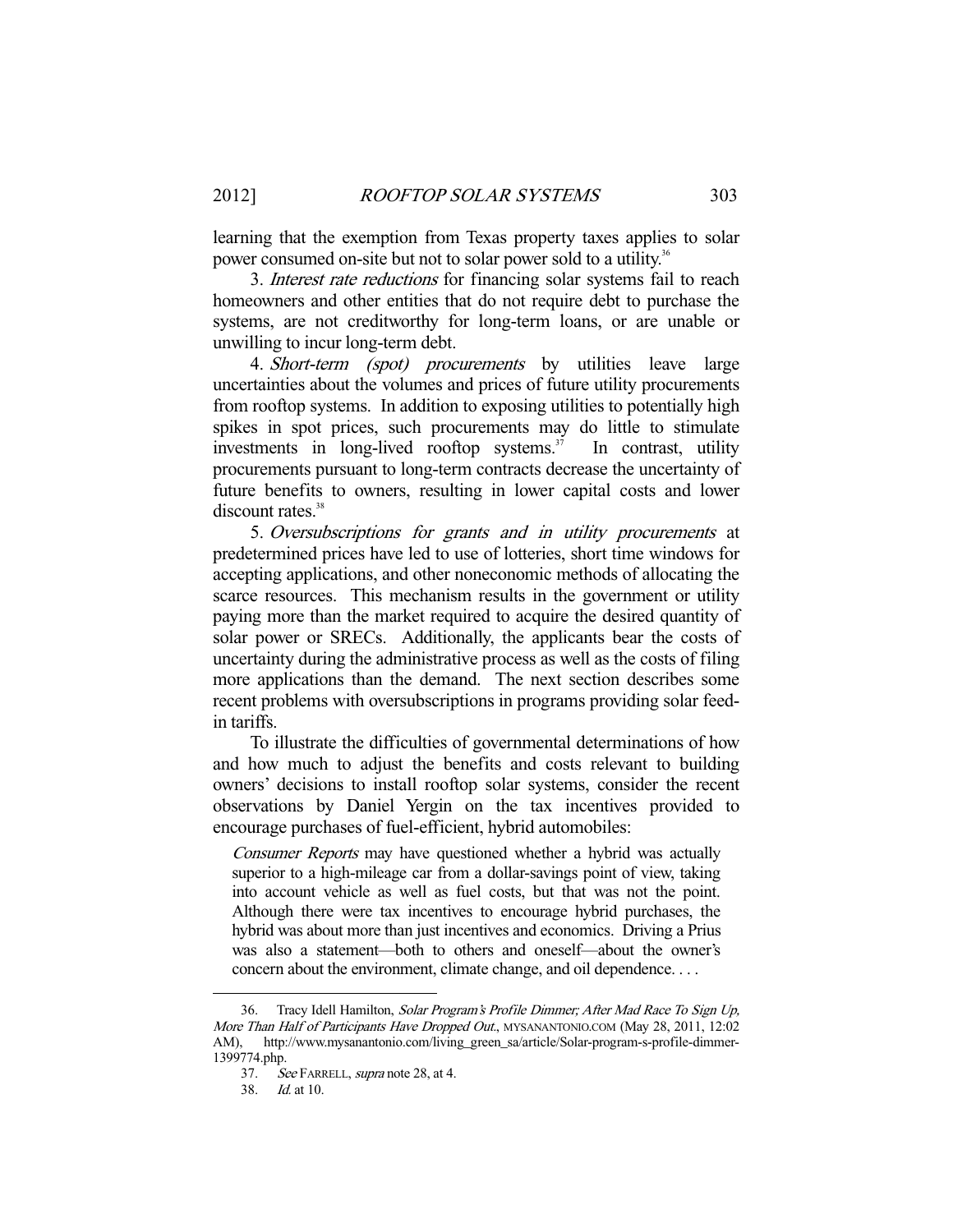learning that the exemption from Texas property taxes applies to solar power consumed on-site but not to solar power sold to a utility.[36]

3. *Interest rate reductions* for financing solar systems fail to reach homeowners and other entities that do not require debt to purchase the systems, are not creditworthy for long-term loans, or are unable or unwilling to incur long-term debt.

4. *Short-term (spot) procurements* by utilities leave large uncertainties about the volumes and prices of future utility procurements from rooftop systems. In addition to exposing utilities to potentially high spikes in spot prices, such procurements may do little to stimulate investments in long-lived rooftop systems.[37] In contrast, utility procurements pursuant to long-term contracts decrease the uncertainty of future benefits to owners, resulting in lower capital costs and lower discount rates.[38]

5. *Oversubscriptions for grants and in utility procurements* at predetermined prices have led to use of lotteries, short time windows for accepting applications, and other noneconomic methods of allocating the scarce resources. This mechanism results in the government or utility paying more than the market required to acquire the desired quantity of solar power or SRECs. Additionally, the applicants bear the costs of uncertainty during the administrative process as well as the costs of filing more applications than the demand. The next section describes some recent problems with oversubscriptions in programs providing solar feed-in tariffs.

To illustrate the difficulties of governmental determinations of how and how much to adjust the benefits and costs relevant to building owners' decisions to install rooftop solar systems, consider the recent observations by Daniel Yergin on the tax incentives provided to encourage purchases of fuel-efficient, hybrid automobiles:

> *Consumer Reports* may have questioned whether a hybrid was actually superior to a high-mileage car from a dollar-savings point of view, taking into account vehicle as well as fuel costs, but that was not the point. Although there were tax incentives to encourage hybrid purchases, the hybrid was about more than just incentives and economics. Driving a Prius was also a statement—both to others and oneself—about the owner's concern about the environment, climate change, and oil dependence. . . .

---

36. Tracy Idell Hamilton, *Solar Program's Profile Dimmer; After Mad Race To Sign Up, More Than Half of Participants Have Dropped Out.*, MYSANANTONIO.COM (May 28, 2011, 12:02 AM), http://www.mysanantonio.com/living_green_sa/article/Solar-program-s-profile-dimmer-1399774.php.

37. *See* FARRELL, *supra* note 28, at 4.

38. *Id.* at 10.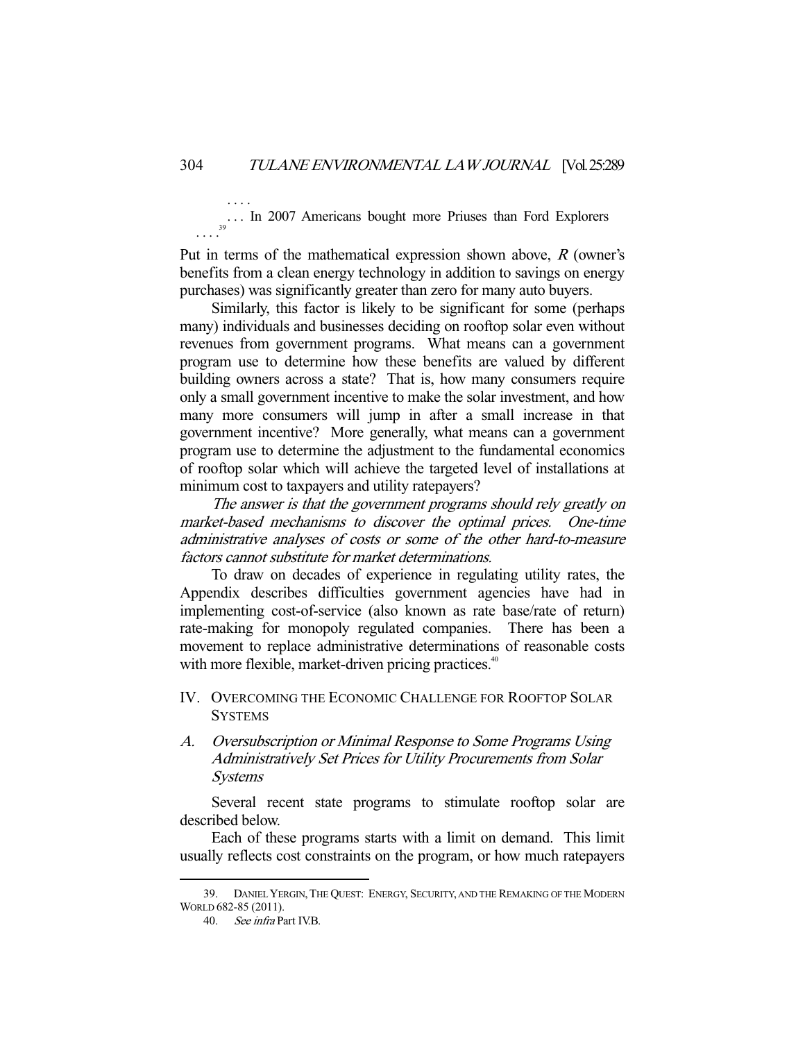. . . .

. . . In 2007 Americans bought more Priuses than Ford Explorers . . . .[39]

Put in terms of the mathematical expression shown above, $R$ (owner's benefits from a clean energy technology in addition to savings on energy purchases) was significantly greater than zero for many auto buyers.

Similarly, this factor is likely to be significant for some (perhaps many) individuals and businesses deciding on rooftop solar even without revenues from government programs. What means can a government program use to determine how these benefits are valued by different building owners across a state? That is, how many consumers require only a small government incentive to make the solar investment, and how many more consumers will jump in after a small increase in that government incentive? More generally, what means can a government program use to determine the adjustment to the fundamental economics of rooftop solar which will achieve the targeted level of installations at minimum cost to taxpayers and utility ratepayers?

*The answer is that the government programs should rely greatly on market-based mechanisms to discover the optimal prices. One-time administrative analyses of costs or some of the other hard-to-measure factors cannot substitute for market determinations.*

To draw on decades of experience in regulating utility rates, the Appendix describes difficulties government agencies have had in implementing cost-of-service (also known as rate base/rate of return) rate-making for monopoly regulated companies. There has been a movement to replace administrative determinations of reasonable costs with more flexible, market-driven pricing practices.[40]

## IV. Overcoming the Economic Challenge for Rooftop Solar Systems

### *A. Oversubscription or Minimal Response to Some Programs Using Administratively Set Prices for Utility Procurements from Solar Systems*

Several recent state programs to stimulate rooftop solar are described below.

Each of these programs starts with a limit on demand. This limit usually reflects cost constraints on the program, or how much ratepayers

---

39. Daniel Yergin, The Quest: Energy, Security, and the Remaking of the Modern World 682-85 (2011).

40. *See infra* Part IV.B.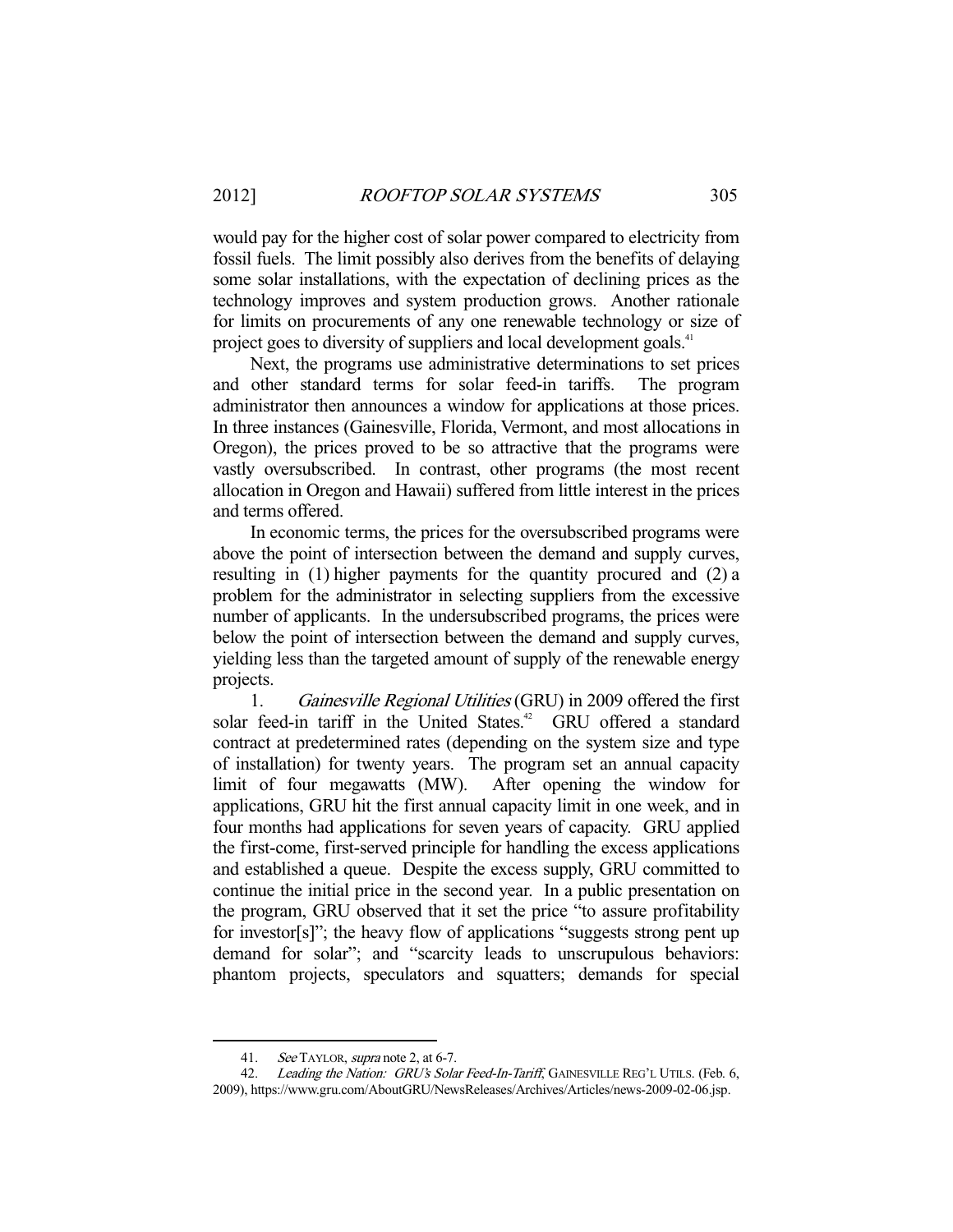would pay for the higher cost of solar power compared to electricity from fossil fuels. The limit possibly also derives from the benefits of delaying some solar installations, with the expectation of declining prices as the technology improves and system production grows. Another rationale for limits on procurements of any one renewable technology or size of project goes to diversity of suppliers and local development goals.[41]

Next, the programs use administrative determinations to set prices and other standard terms for solar feed-in tariffs. The program administrator then announces a window for applications at those prices. In three instances (Gainesville, Florida, Vermont, and most allocations in Oregon), the prices proved to be so attractive that the programs were vastly oversubscribed. In contrast, other programs (the most recent allocation in Oregon and Hawaii) suffered from little interest in the prices and terms offered.

In economic terms, the prices for the oversubscribed programs were above the point of intersection between the demand and supply curves, resulting in (1) higher payments for the quantity procured and (2) a problem for the administrator in selecting suppliers from the excessive number of applicants. In the undersubscribed programs, the prices were below the point of intersection between the demand and supply curves, yielding less than the targeted amount of supply of the renewable energy projects.

1. *Gainesville Regional Utilities* (GRU) in 2009 offered the first solar feed-in tariff in the United States.[42] GRU offered a standard contract at predetermined rates (depending on the system size and type of installation) for twenty years. The program set an annual capacity limit of four megawatts (MW). After opening the window for applications, GRU hit the first annual capacity limit in one week, and in four months had applications for seven years of capacity. GRU applied the first-come, first-served principle for handling the excess applications and established a queue. Despite the excess supply, GRU committed to continue the initial price in the second year. In a public presentation on the program, GRU observed that it set the price "to assure profitability for investor[s]"; the heavy flow of applications "suggests strong pent up demand for solar"; and "scarcity leads to unscrupulous behaviors: phantom projects, speculators and squatters; demands for special

---

41. *See* TAYLOR, *supra* note 2, at 6-7.

42. *Leading the Nation: GRU's Solar Feed-In-Tariff*, GAINESVILLE REG'L UTILS. (Feb. 6, 2009), https://www.gru.com/AboutGRU/NewsReleases/Archives/Articles/news-2009-02-06.jsp.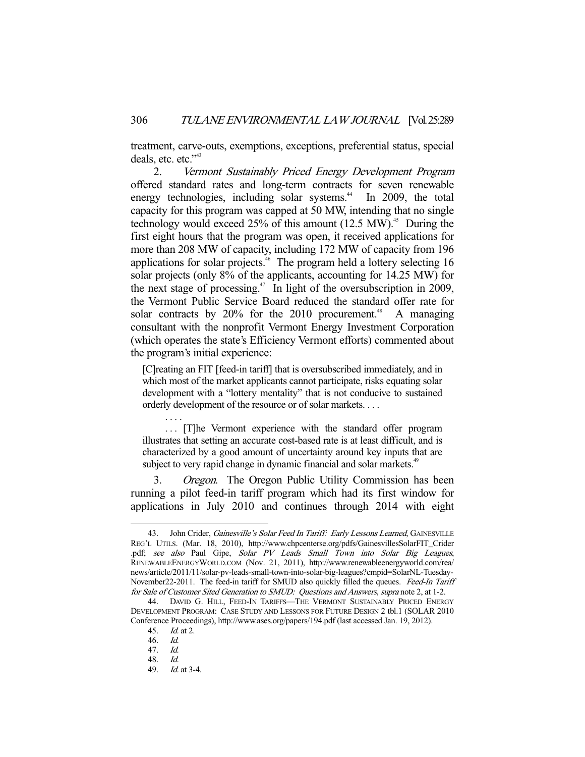treatment, carve-outs, exemptions, exceptions, preferential status, special deals, etc. etc."[43]

2. *Vermont Sustainably Priced Energy Development Program* offered standard rates and long-term contracts for seven renewable energy technologies, including solar systems.[44] In 2009, the total capacity for this program was capped at 50 MW, intending that no single technology would exceed 25% of this amount (12.5 MW).[45] During the first eight hours that the program was open, it received applications for more than 208 MW of capacity, including 172 MW of capacity from 196 applications for solar projects.[46] The program held a lottery selecting 16 solar projects (only 8% of the applicants, accounting for 14.25 MW) for the next stage of processing.[47] In light of the oversubscription in 2009, the Vermont Public Service Board reduced the standard offer rate for solar contracts by 20% for the 2010 procurement.[48] A managing consultant with the nonprofit Vermont Energy Investment Corporation (which operates the state's Efficiency Vermont efforts) commented about the program's initial experience:

> [C]reating an FIT [feed-in tariff] that is oversubscribed immediately, and in which most of the market applicants cannot participate, risks equating solar development with a "lottery mentality" that is not conducive to sustained orderly development of the resource or of solar markets. . . .
>
> . . . .
>
> . . . [T]he Vermont experience with the standard offer program illustrates that setting an accurate cost-based rate is at least difficult, and is characterized by a good amount of uncertainty around key inputs that are subject to very rapid change in dynamic financial and solar markets.[49]

3. *Oregon*. The Oregon Public Utility Commission has been running a pilot feed-in tariff program which had its first window for applications in July 2010 and continues through 2014 with eight

---

43. John Crider, *Gainesville's Solar Feed In Tariff: Early Lessons Learned*, GAINESVILLE REG'L UTILS. (Mar. 18, 2010), http://www.chpcenterse.org/pdfs/GainesvillesSolarFIT_Crider.pdf; *see also* Paul Gipe, *Solar PV Leads Small Town into Solar Big Leagues*, RENEWABLEENERGYWORLD.COM (Nov. 21, 2011), http://www.renewableenergyworld.com/rea/news/article/2011/11/solar-pv-leads-small-town-into-solar-big-leagues?cmpid=SolarNL-Tuesday-November22-2011. The feed-in tariff for SMUD also quickly filled the queues. *Feed-In Tariff for Sale of Customer Sited Generation to SMUD: Questions and Answers*, *supra* note 2, at 1-2.

44. DAVID G. HILL, FEED-IN TARIFFS—THE VERMONT SUSTAINABLY PRICED ENERGY DEVELOPMENT PROGRAM: CASE STUDY AND LESSONS FOR FUTURE DESIGN 2 tbl.1 (SOLAR 2010 Conference Proceedings), http://www.ases.org/papers/194.pdf (last accessed Jan. 19, 2012).

45. *Id.* at 2.

46. *Id.*

47. *Id.*

48. *Id.*

49. *Id.* at 3-4.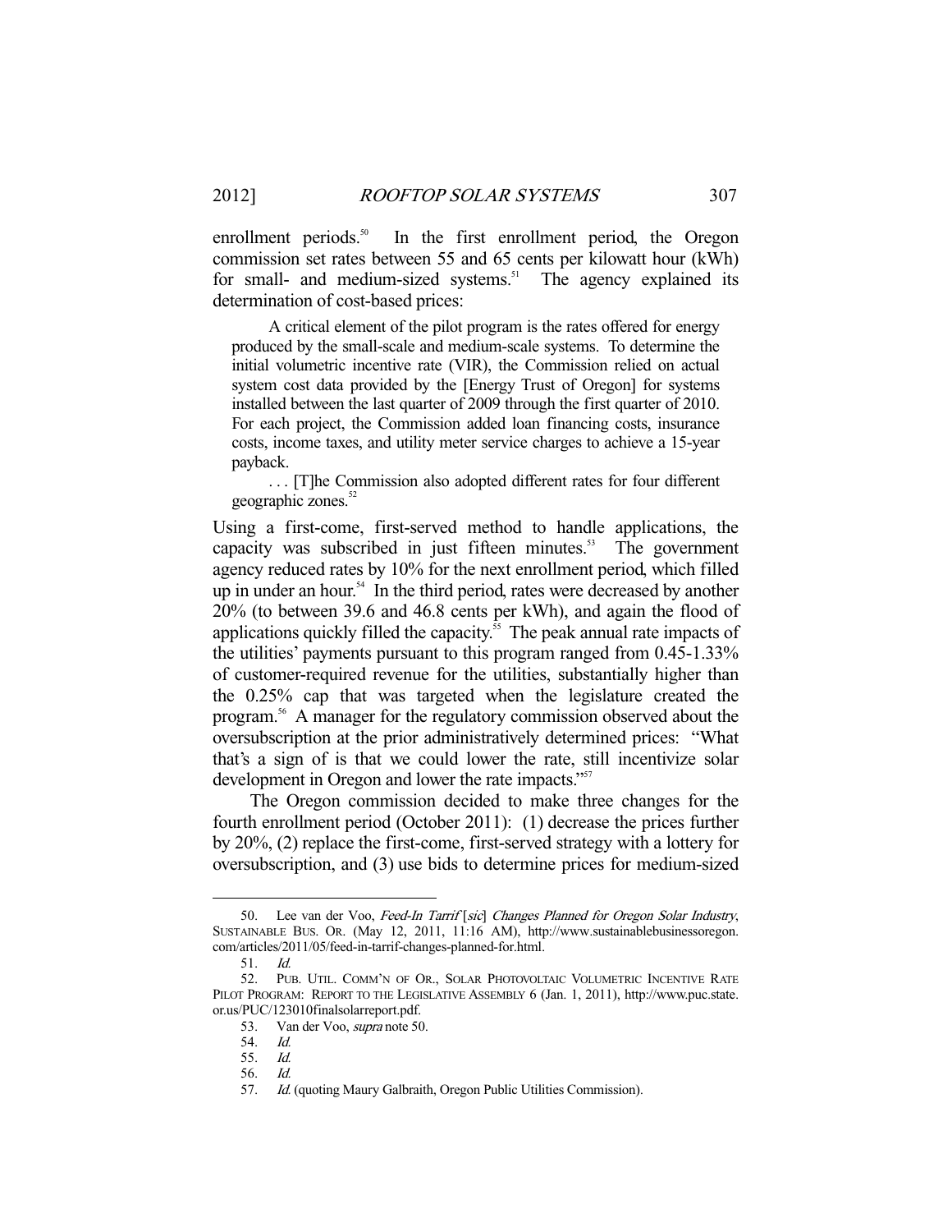enrollment periods.[50] In the first enrollment period, the Oregon commission set rates between 55 and 65 cents per kilowatt hour (kWh) for small- and medium-sized systems.[51] The agency explained its determination of cost-based prices:

> A critical element of the pilot program is the rates offered for energy produced by the small-scale and medium-scale systems. To determine the initial volumetric incentive rate (VIR), the Commission relied on actual system cost data provided by the [Energy Trust of Oregon] for systems installed between the last quarter of 2009 through the first quarter of 2010. For each project, the Commission added loan financing costs, insurance costs, income taxes, and utility meter service charges to achieve a 15-year payback.
>
> . . . [T]he Commission also adopted different rates for four different geographic zones.[52]

Using a first-come, first-served method to handle applications, the capacity was subscribed in just fifteen minutes.[53] The government agency reduced rates by 10% for the next enrollment period, which filled up in under an hour.[54] In the third period, rates were decreased by another 20% (to between 39.6 and 46.8 cents per kWh), and again the flood of applications quickly filled the capacity.[55] The peak annual rate impacts of the utilities' payments pursuant to this program ranged from 0.45-1.33% of customer-required revenue for the utilities, substantially higher than the 0.25% cap that was targeted when the legislature created the program.[56] A manager for the regulatory commission observed about the oversubscription at the prior administratively determined prices: "What that's a sign of is that we could lower the rate, still incentivize solar development in Oregon and lower the rate impacts."[57]

The Oregon commission decided to make three changes for the fourth enrollment period (October 2011): (1) decrease the prices further by 20%, (2) replace the first-come, first-served strategy with a lottery for oversubscription, and (3) use bids to determine prices for medium-sized

---

50. Lee van der Voo, *Feed-In Tarrif* [*sic*] *Changes Planned for Oregon Solar Industry*, SUSTAINABLE BUS. OR. (May 12, 2011, 11:16 AM), http://www.sustainablebusinessoregon.com/articles/2011/05/feed-in-tarrif-changes-planned-for.html.

51. *Id.*

52. PUB. UTIL. COMM'N OF OR., SOLAR PHOTOVOLTAIC VOLUMETRIC INCENTIVE RATE PILOT PROGRAM: REPORT TO THE LEGISLATIVE ASSEMBLY 6 (Jan. 1, 2011), http://www.puc.state.or.us/PUC/123010finalsolarreport.pdf.

53. Van der Voo, *supra* note 50.

54. *Id.*

55. *Id.*

56. *Id.*

57. *Id.* (quoting Maury Galbraith, Oregon Public Utilities Commission).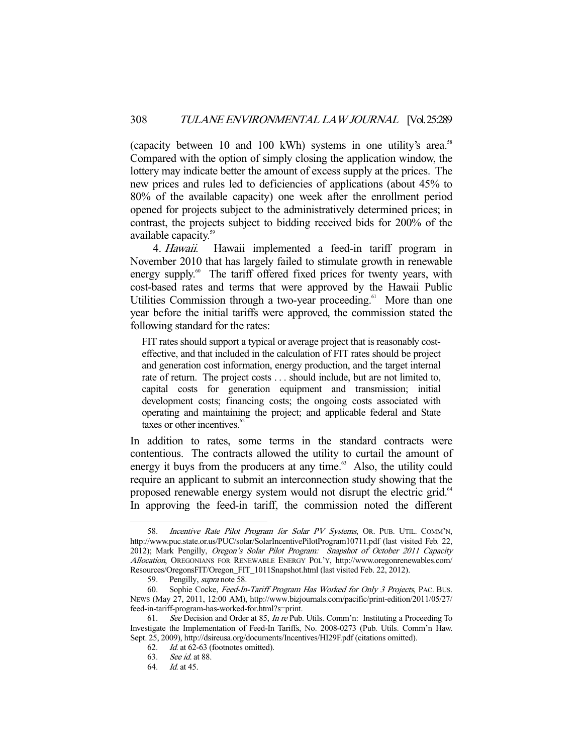(capacity between 10 and 100 kWh) systems in one utility's area.[58] Compared with the option of simply closing the application window, the lottery may indicate better the amount of excess supply at the prices. The new prices and rules led to deficiencies of applications (about 45% to 80% of the available capacity) one week after the enrollment period opened for projects subject to the administratively determined prices; in contrast, the projects subject to bidding received bids for 200% of the available capacity.[59]

4. *Hawaii*. Hawaii implemented a feed-in tariff program in November 2010 that has largely failed to stimulate growth in renewable energy supply.[60] The tariff offered fixed prices for twenty years, with cost-based rates and terms that were approved by the Hawaii Public Utilities Commission through a two-year proceeding.[61] More than one year before the initial tariffs were approved, the commission stated the following standard for the rates:

> FIT rates should support a typical or average project that is reasonably cost-effective, and that included in the calculation of FIT rates should be project and generation cost information, energy production, and the target internal rate of return. The project costs . . . should include, but are not limited to, capital costs for generation equipment and transmission; initial development costs; financing costs; the ongoing costs associated with operating and maintaining the project; and applicable federal and State taxes or other incentives.[62]

In addition to rates, some terms in the standard contracts were contentious. The contracts allowed the utility to curtail the amount of energy it buys from the producers at any time.[63] Also, the utility could require an applicant to submit an interconnection study showing that the proposed renewable energy system would not disrupt the electric grid.[64] In approving the feed-in tariff, the commission noted the different

---

58. *Incentive Rate Pilot Program for Solar PV Systems*, OR. PUB. UTIL. COMM'N, http://www.puc.state.or.us/PUC/solar/SolarIncentivePilotProgram10711.pdf (last visited Feb. 22, 2012); Mark Pengilly, *Oregon's Solar Pilot Program: Snapshot of October 2011 Capacity Allocation*, OREGONIANS FOR RENEWABLE ENERGY POL'Y, http://www.oregonrenewables.com/Resources/OregonsFIT/Oregon_FIT_1011Snapshot.html (last visited Feb. 22, 2012).

59. Pengilly, *supra* note 58.

60. Sophie Cocke, *Feed-In-Tariff Program Has Worked for Only 3 Projects*, PAC. BUS. NEWS (May 27, 2011, 12:00 AM), http://www.bizjournals.com/pacific/print-edition/2011/05/27/feed-in-tariff-program-has-worked-for.html?s=print.

61. *See* Decision and Order at 85, *In re* Pub. Utils. Comm'n: Instituting a Proceeding To Investigate the Implementation of Feed-In Tariffs, No. 2008-0273 (Pub. Utils. Comm'n Haw. Sept. 25, 2009), http://dsireusa.org/documents/Incentives/HI29F.pdf (citations omitted).

62. *Id.* at 62-63 (footnotes omitted).

63. *See id.* at 88.

64. *Id.* at 45.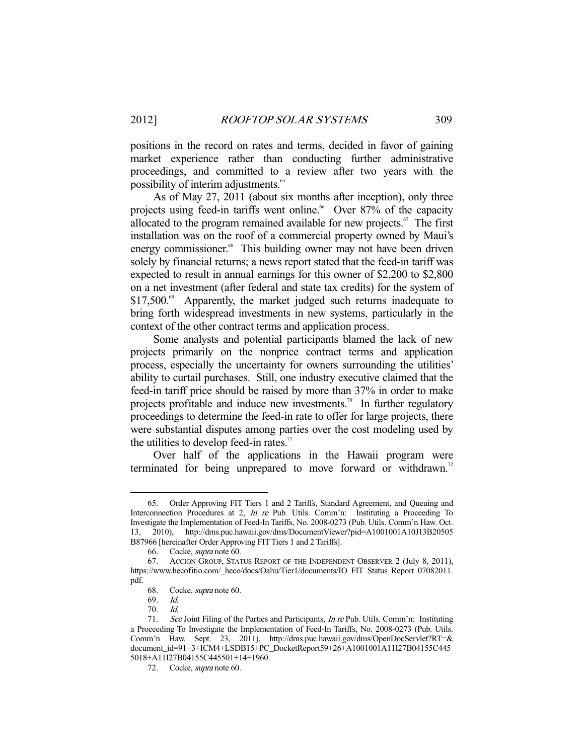positions in the record on rates and terms, decided in favor of gaining market experience rather than conducting further administrative proceedings, and committed to a review after two years with the possibility of interim adjustments.[65]

As of May 27, 2011 (about six months after inception), only three projects using feed-in tariffs went online.[66] Over 87% of the capacity allocated to the program remained available for new projects.[67] The first installation was on the roof of a commercial property owned by Maui's energy commissioner.[68] This building owner may not have been driven solely by financial returns; a news report stated that the feed-in tariff was expected to result in annual earnings for this owner of $2,200 to $2,800 on a net investment (after federal and state tax credits) for the system of $17,500.[69] Apparently, the market judged such returns inadequate to bring forth widespread investments in new systems, particularly in the context of the other contract terms and application process.

Some analysts and potential participants blamed the lack of new projects primarily on the nonprice contract terms and application process, especially the uncertainty for owners surrounding the utilities' ability to curtail purchases. Still, one industry executive claimed that the feed-in tariff price should be raised by more than 37% in order to make projects profitable and induce new investments.[70] In further regulatory proceedings to determine the feed-in rate to offer for large projects, there were substantial disputes among parties over the cost modeling used by the utilities to develop feed-in rates.[71]

Over half of the applications in the Hawaii program were terminated for being unprepared to move forward or withdrawn.[72]

---

65. Order Approving FIT Tiers 1 and 2 Tariffs, Standard Agreement, and Queuing and Interconnection Procedures at 2, *In re* Pub. Utils. Comm'n: Instituting a Proceeding To Investigate the Implementation of Feed-In Tariffs, No. 2008-0273 (Pub. Utils. Comm'n Haw. Oct. 13, 2010), http://dms.puc.hawaii.gov/dms/DocumentViewer?pid=A1001001A10J13B20505B87966 [hereinafter Order Approving FIT Tiers 1 and 2 Tariffs].

66. Cocke, *supra* note 60.

67. ACCION GROUP, STATUS REPORT OF THE INDEPENDENT OBSERVER 2 (July 8, 2011), https://www.hecofitio.com/_heco/docs/Oahu/Tier1/documents/IO FIT Status Report 07082011.pdf.

68. Cocke, *supra* note 60.

69. *Id.*

70. *Id.*

71. *See* Joint Filing of the Parties and Participants, *In re* Pub. Utils. Comm'n: Instituting a Proceeding To Investigate the Implementation of Feed-In Tariffs, No. 2008-0273 (Pub. Utils. Comm'n Haw. Sept. 23, 2011), http://dms.puc.hawaii.gov/dms/OpenDocServlet?RT=&document_id=91+3+ICM4+LSDB15+PC_DocketReport59+26+A1001001A11I27B04155C4455018+A11I27B04155C445501+14+1960.

72. Cocke, *supra* note 60.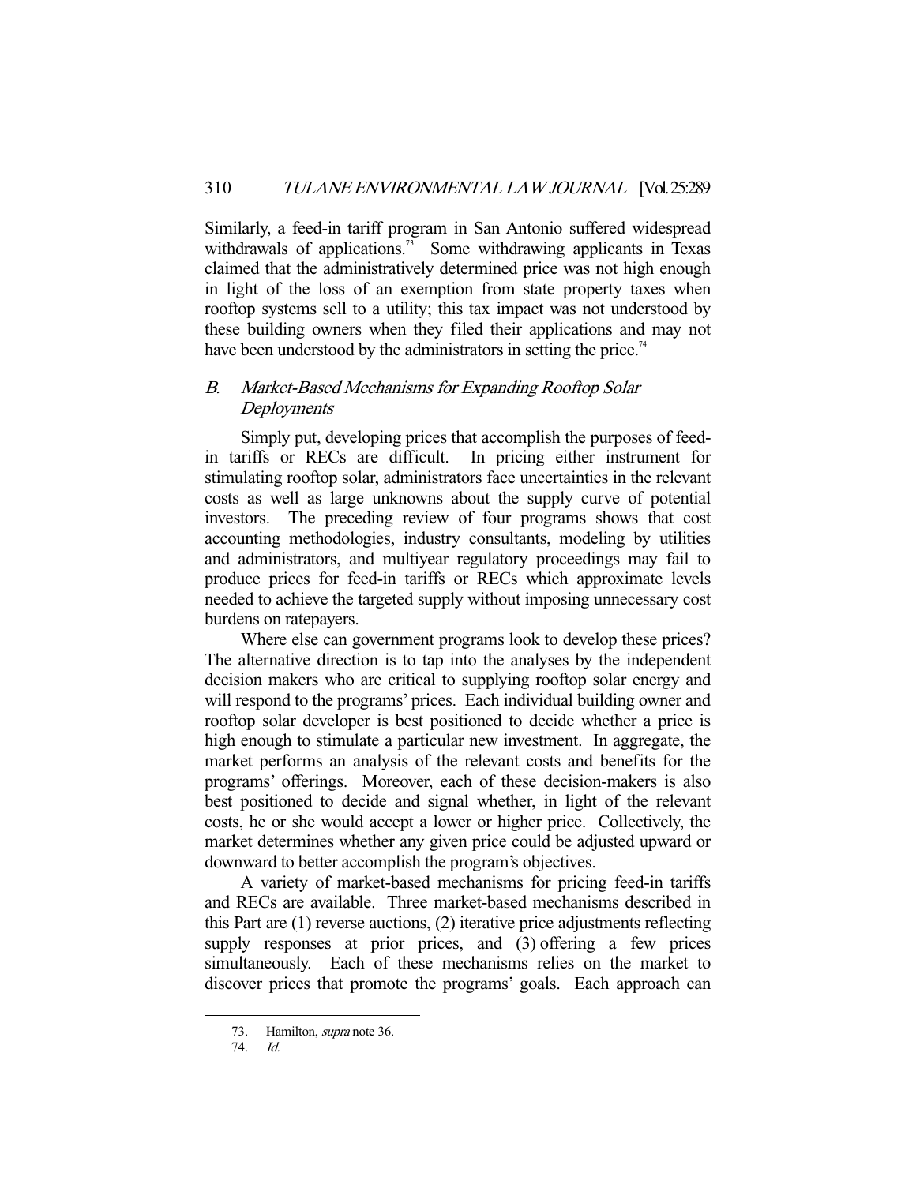Similarly, a feed-in tariff program in San Antonio suffered widespread withdrawals of applications.[73] Some withdrawing applicants in Texas claimed that the administratively determined price was not high enough in light of the loss of an exemption from state property taxes when rooftop systems sell to a utility; this tax impact was not understood by these building owners when they filed their applications and may not have been understood by the administrators in setting the price.[74]

## B. *Market-Based Mechanisms for Expanding Rooftop Solar Deployments*

Simply put, developing prices that accomplish the purposes of feed-in tariffs or RECs are difficult. In pricing either instrument for stimulating rooftop solar, administrators face uncertainties in the relevant costs as well as large unknowns about the supply curve of potential investors. The preceding review of four programs shows that cost accounting methodologies, industry consultants, modeling by utilities and administrators, and multiyear regulatory proceedings may fail to produce prices for feed-in tariffs or RECs which approximate levels needed to achieve the targeted supply without imposing unnecessary cost burdens on ratepayers.

Where else can government programs look to develop these prices? The alternative direction is to tap into the analyses by the independent decision makers who are critical to supplying rooftop solar energy and will respond to the programs' prices. Each individual building owner and rooftop solar developer is best positioned to decide whether a price is high enough to stimulate a particular new investment. In aggregate, the market performs an analysis of the relevant costs and benefits for the programs' offerings. Moreover, each of these decision-makers is also best positioned to decide and signal whether, in light of the relevant costs, he or she would accept a lower or higher price. Collectively, the market determines whether any given price could be adjusted upward or downward to better accomplish the program's objectives.

A variety of market-based mechanisms for pricing feed-in tariffs and RECs are available. Three market-based mechanisms described in this Part are (1) reverse auctions, (2) iterative price adjustments reflecting supply responses at prior prices, and (3) offering a few prices simultaneously. Each of these mechanisms relies on the market to discover prices that promote the programs' goals. Each approach can

---

73. Hamilton, *supra* note 36.

74. *Id.*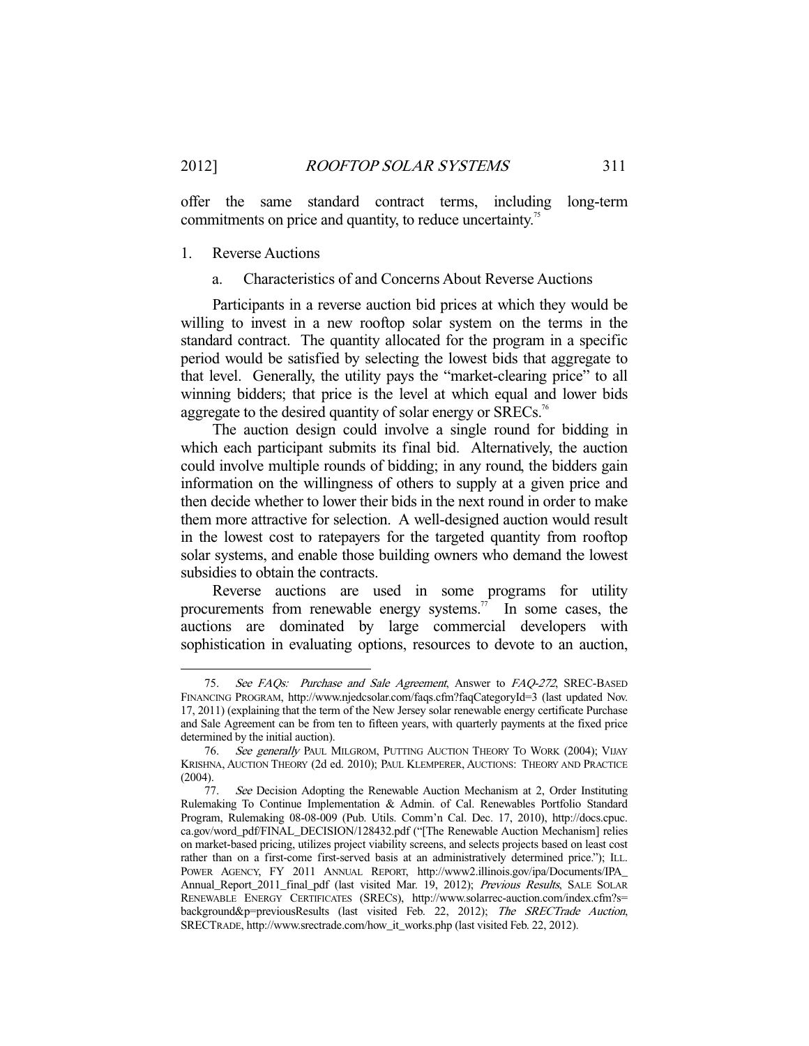offer the same standard contract terms, including long-term commitments on price and quantity, to reduce uncertainty.[75]

1. Reverse Auctions

a. Characteristics of and Concerns About Reverse Auctions

Participants in a reverse auction bid prices at which they would be willing to invest in a new rooftop solar system on the terms in the standard contract. The quantity allocated for the program in a specific period would be satisfied by selecting the lowest bids that aggregate to that level. Generally, the utility pays the "market-clearing price" to all winning bidders; that price is the level at which equal and lower bids aggregate to the desired quantity of solar energy or SRECs.[76]

The auction design could involve a single round for bidding in which each participant submits its final bid. Alternatively, the auction could involve multiple rounds of bidding; in any round, the bidders gain information on the willingness of others to supply at a given price and then decide whether to lower their bids in the next round in order to make them more attractive for selection. A well-designed auction would result in the lowest cost to ratepayers for the targeted quantity from rooftop solar systems, and enable those building owners who demand the lowest subsidies to obtain the contracts.

Reverse auctions are used in some programs for utility procurements from renewable energy systems.[77] In some cases, the auctions are dominated by large commercial developers with sophistication in evaluating options, resources to devote to an auction,

---

75. *See FAQs: Purchase and Sale Agreement*, Answer to *FAQ-272*, SREC-BASED FINANCING PROGRAM, http://www.njedcsolar.com/faqs.cfm?faqCategoryId=3 (last updated Nov. 17, 2011) (explaining that the term of the New Jersey solar renewable energy certificate Purchase and Sale Agreement can be from ten to fifteen years, with quarterly payments at the fixed price determined by the initial auction).

76. *See generally* PAUL MILGROM, PUTTING AUCTION THEORY TO WORK (2004); VIJAY KRISHNA, AUCTION THEORY (2d ed. 2010); PAUL KLEMPERER, AUCTIONS: THEORY AND PRACTICE (2004).

77. *See* Decision Adopting the Renewable Auction Mechanism at 2, Order Instituting Rulemaking To Continue Implementation & Admin. of Cal. Renewables Portfolio Standard Program, Rulemaking 08-08-009 (Pub. Utils. Comm'n Cal. Dec. 17, 2010), http://docs.cpuc.ca.gov/word_pdf/FINAL_DECISION/128432.pdf ("[The Renewable Auction Mechanism] relies on market-based pricing, utilizes project viability screens, and selects projects based on least cost rather than on a first-come first-served basis at an administratively determined price."); ILL. POWER AGENCY, FY 2011 ANNUAL REPORT, http://www2.illinois.gov/ipa/Documents/IPA_Annual_Report_2011_final_pdf (last visited Mar. 19, 2012); *Previous Results*, SALE SOLAR RENEWABLE ENERGY CERTIFICATES (SRECS), http://www.solarrec-auction.com/index.cfm?s=background&p=previousResults (last visited Feb. 22, 2012); *The SRECTrade Auction*, SRECTRADE, http://www.srectrade.com/how_it_works.php (last visited Feb. 22, 2012).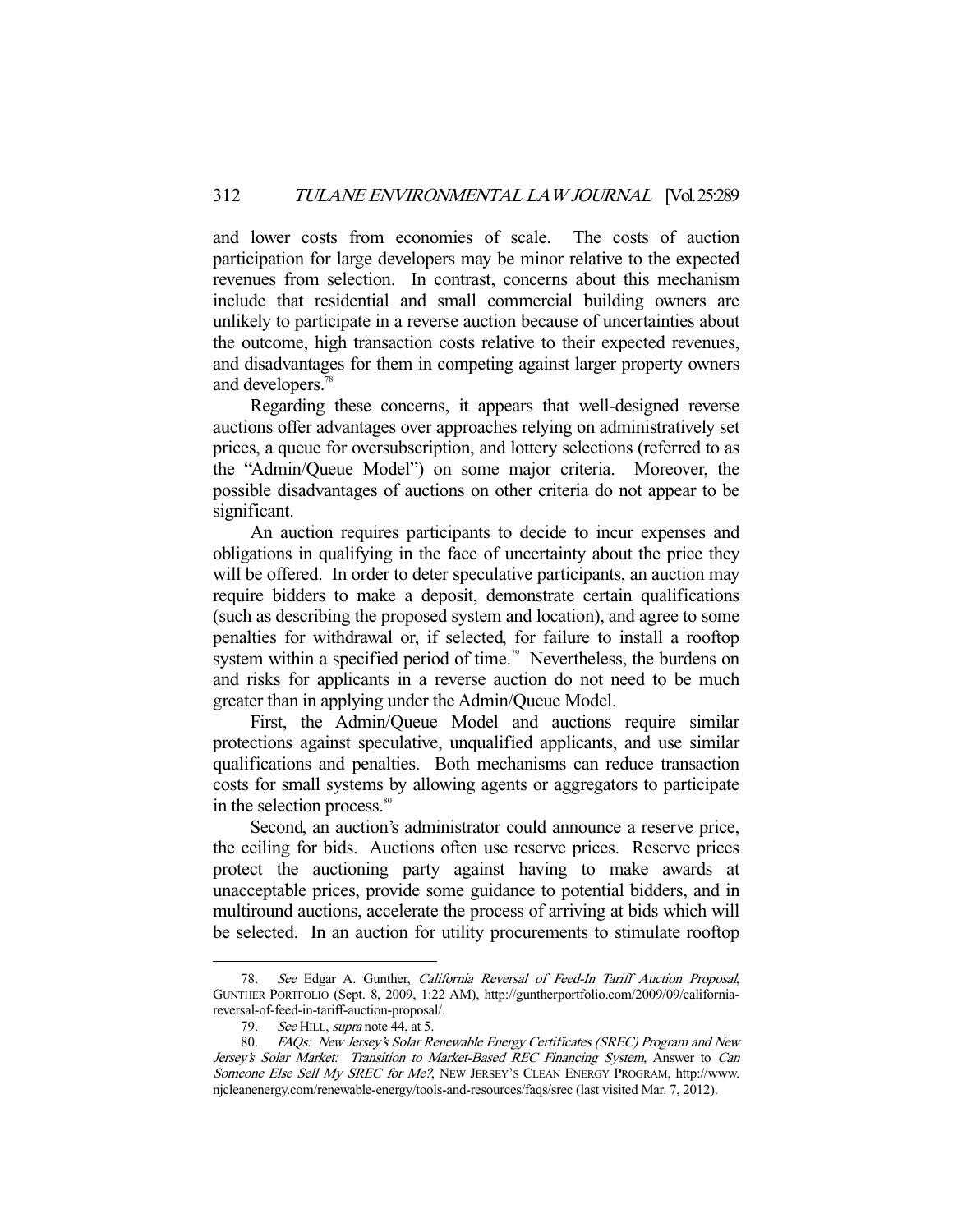and lower costs from economies of scale. The costs of auction participation for large developers may be minor relative to the expected revenues from selection. In contrast, concerns about this mechanism include that residential and small commercial building owners are unlikely to participate in a reverse auction because of uncertainties about the outcome, high transaction costs relative to their expected revenues, and disadvantages for them in competing against larger property owners and developers.[78]

Regarding these concerns, it appears that well-designed reverse auctions offer advantages over approaches relying on administratively set prices, a queue for oversubscription, and lottery selections (referred to as the "Admin/Queue Model") on some major criteria. Moreover, the possible disadvantages of auctions on other criteria do not appear to be significant.

An auction requires participants to decide to incur expenses and obligations in qualifying in the face of uncertainty about the price they will be offered. In order to deter speculative participants, an auction may require bidders to make a deposit, demonstrate certain qualifications (such as describing the proposed system and location), and agree to some penalties for withdrawal or, if selected, for failure to install a rooftop system within a specified period of time.[79] Nevertheless, the burdens on and risks for applicants in a reverse auction do not need to be much greater than in applying under the Admin/Queue Model.

First, the Admin/Queue Model and auctions require similar protections against speculative, unqualified applicants, and use similar qualifications and penalties. Both mechanisms can reduce transaction costs for small systems by allowing agents or aggregators to participate in the selection process.[80]

Second, an auction's administrator could announce a reserve price, the ceiling for bids. Auctions often use reserve prices. Reserve prices protect the auctioning party against having to make awards at unacceptable prices, provide some guidance to potential bidders, and in multiround auctions, accelerate the process of arriving at bids which will be selected. In an auction for utility procurements to stimulate rooftop

---

78. *See* Edgar A. Gunther, *California Reversal of Feed-In Tariff Auction Proposal*, GUNTHER PORTFOLIO (Sept. 8, 2009, 1:22 AM), http://guntherportfolio.com/2009/09/california-reversal-of-feed-in-tariff-auction-proposal/.

79. *See* HILL, *supra* note 44, at 5.

80. *FAQs: New Jersey's Solar Renewable Energy Certificates (SREC) Program and New Jersey's Solar Market: Transition to Market-Based REC Financing System,* Answer to *Can Someone Else Sell My SREC for Me?*, NEW JERSEY'S CLEAN ENERGY PROGRAM, http://www.njcleanenergy.com/renewable-energy/tools-and-resources/faqs/srec (last visited Mar. 7, 2012).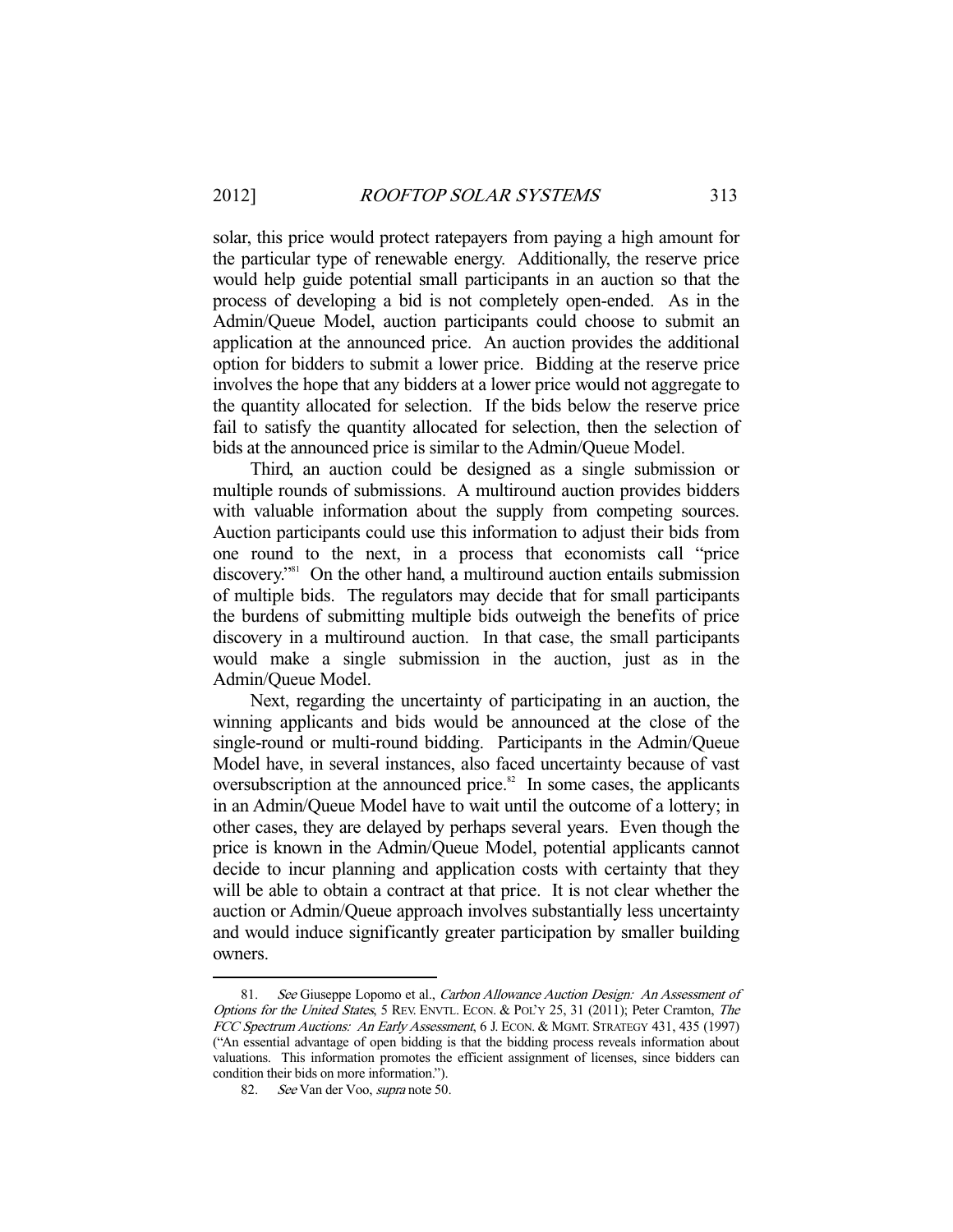solar, this price would protect ratepayers from paying a high amount for the particular type of renewable energy. Additionally, the reserve price would help guide potential small participants in an auction so that the process of developing a bid is not completely open-ended. As in the Admin/Queue Model, auction participants could choose to submit an application at the announced price. An auction provides the additional option for bidders to submit a lower price. Bidding at the reserve price involves the hope that any bidders at a lower price would not aggregate to the quantity allocated for selection. If the bids below the reserve price fail to satisfy the quantity allocated for selection, then the selection of bids at the announced price is similar to the Admin/Queue Model.

Third, an auction could be designed as a single submission or multiple rounds of submissions. A multiround auction provides bidders with valuable information about the supply from competing sources. Auction participants could use this information to adjust their bids from one round to the next, in a process that economists call "price discovery."[81] On the other hand, a multiround auction entails submission of multiple bids. The regulators may decide that for small participants the burdens of submitting multiple bids outweigh the benefits of price discovery in a multiround auction. In that case, the small participants would make a single submission in the auction, just as in the Admin/Queue Model.

Next, regarding the uncertainty of participating in an auction, the winning applicants and bids would be announced at the close of the single-round or multi-round bidding. Participants in the Admin/Queue Model have, in several instances, also faced uncertainty because of vast oversubscription at the announced price.[82] In some cases, the applicants in an Admin/Queue Model have to wait until the outcome of a lottery; in other cases, they are delayed by perhaps several years. Even though the price is known in the Admin/Queue Model, potential applicants cannot decide to incur planning and application costs with certainty that they will be able to obtain a contract at that price. It is not clear whether the auction or Admin/Queue approach involves substantially less uncertainty and would induce significantly greater participation by smaller building owners.

---

81. *See* Giuseppe Lopomo et al., *Carbon Allowance Auction Design: An Assessment of Options for the United States*, 5 REV. ENVTL. ECON. & POL'Y 25, 31 (2011); Peter Cramton, *The FCC Spectrum Auctions: An Early Assessment*, 6 J. ECON. & MGMT. STRATEGY 431, 435 (1997) ("An essential advantage of open bidding is that the bidding process reveals information about valuations. This information promotes the efficient assignment of licenses, since bidders can condition their bids on more information.").

82. *See* Van der Voo, *supra* note 50.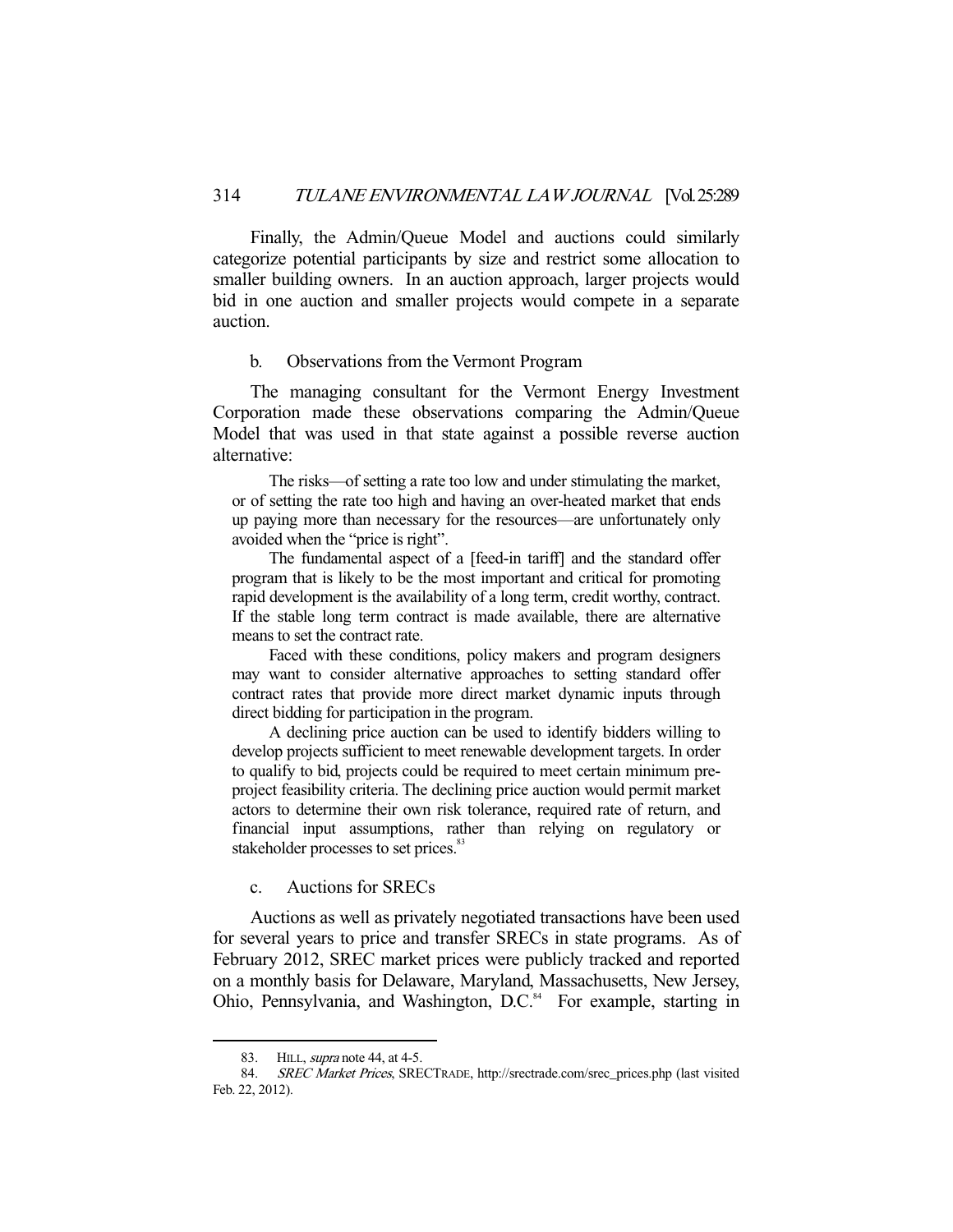Finally, the Admin/Queue Model and auctions could similarly categorize potential participants by size and restrict some allocation to smaller building owners. In an auction approach, larger projects would bid in one auction and smaller projects would compete in a separate auction.

### b. Observations from the Vermont Program

The managing consultant for the Vermont Energy Investment Corporation made these observations comparing the Admin/Queue Model that was used in that state against a possible reverse auction alternative:

> The risks—of setting a rate too low and under stimulating the market, or of setting the rate too high and having an over-heated market that ends up paying more than necessary for the resources—are unfortunately only avoided when the "price is right".
>
> The fundamental aspect of a [feed-in tariff] and the standard offer program that is likely to be the most important and critical for promoting rapid development is the availability of a long term, credit worthy, contract. If the stable long term contract is made available, there are alternative means to set the contract rate.
>
> Faced with these conditions, policy makers and program designers may want to consider alternative approaches to setting standard offer contract rates that provide more direct market dynamic inputs through direct bidding for participation in the program.
>
> A declining price auction can be used to identify bidders willing to develop projects sufficient to meet renewable development targets. In order to qualify to bid, projects could be required to meet certain minimum pre-project feasibility criteria. The declining price auction would permit market actors to determine their own risk tolerance, required rate of return, and financial input assumptions, rather than relying on regulatory or stakeholder processes to set prices.[83]

### c. Auctions for SRECs

Auctions as well as privately negotiated transactions have been used for several years to price and transfer SRECs in state programs. As of February 2012, SREC market prices were publicly tracked and reported on a monthly basis for Delaware, Maryland, Massachusetts, New Jersey, Ohio, Pennsylvania, and Washington, D.C.[84] For example, starting in

---

83. HILL, *supra* note 44, at 4-5.

84. *SREC Market Prices*, SRECTRADE, http://srectrade.com/srec_prices.php (last visited Feb. 22, 2012).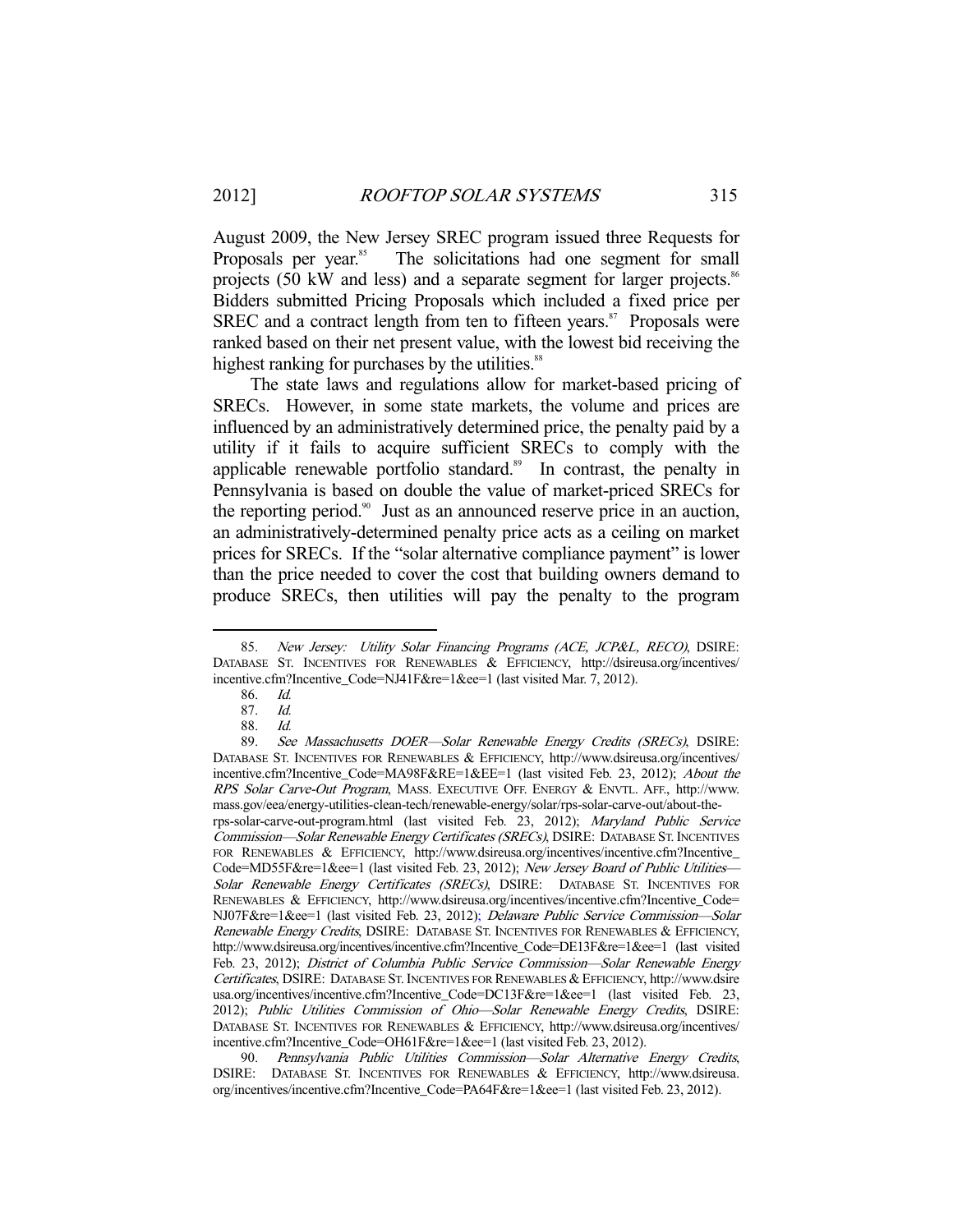August 2009, the New Jersey SREC program issued three Requests for Proposals per year.[85] The solicitations had one segment for small projects (50 kW and less) and a separate segment for larger projects.[86] Bidders submitted Pricing Proposals which included a fixed price per SREC and a contract length from ten to fifteen years.[87] Proposals were ranked based on their net present value, with the lowest bid receiving the highest ranking for purchases by the utilities.[88]

The state laws and regulations allow for market-based pricing of SRECs. However, in some state markets, the volume and prices are influenced by an administratively determined price, the penalty paid by a utility if it fails to acquire sufficient SRECs to comply with the applicable renewable portfolio standard.[89] In contrast, the penalty in Pennsylvania is based on double the value of market-priced SRECs for the reporting period.[90] Just as an announced reserve price in an auction, an administratively-determined penalty price acts as a ceiling on market prices for SRECs. If the "solar alternative compliance payment" is lower than the price needed to cover the cost that building owners demand to produce SRECs, then utilities will pay the penalty to the program

---

85. *New Jersey: Utility Solar Financing Programs (ACE, JCP&L, RECO)*, DSIRE: DATABASE ST. INCENTIVES FOR RENEWABLES & EFFICIENCY, http://dsireusa.org/incentives/incentive.cfm?Incentive_Code=NJ41F&re=1&ee=1 (last visited Mar. 7, 2012).

86. *Id.*

87. *Id.*

88. *Id.*

89. *See Massachusetts DOER—Solar Renewable Energy Credits (SRECs)*, DSIRE: DATABASE ST. INCENTIVES FOR RENEWABLES & EFFICIENCY, http://www.dsireusa.org/incentives/incentive.cfm?Incentive_Code=MA98F&RE=1&EE=1 (last visited Feb. 23, 2012); *About the RPS Solar Carve-Out Program*, MASS. EXECUTIVE OFF. ENERGY & ENVTL. AFF., http://www.mass.gov/eea/energy-utilities-clean-tech/renewable-energy/solar/rps-solar-carve-out/about-the-rps-solar-carve-out-program.html (last visited Feb. 23, 2012); *Maryland Public Service Commission—Solar Renewable Energy Certificates (SRECs)*, DSIRE: DATABASE ST. INCENTIVES FOR RENEWABLES & EFFICIENCY, http://www.dsireusa.org/incentives/incentive.cfm?Incentive_Code=MD55F&re=1&ee=1 (last visited Feb. 23, 2012); *New Jersey Board of Public Utilities—Solar Renewable Energy Certificates (SRECs)*, DSIRE: DATABASE ST. INCENTIVES FOR RENEWABLES & EFFICIENCY, http://www.dsireusa.org/incentives/incentive.cfm?Incentive_Code=NJ07F&re=1&ee=1 (last visited Feb. 23, 2012); *Delaware Public Service Commission—Solar Renewable Energy Credits*, DSIRE: DATABASE ST. INCENTIVES FOR RENEWABLES & EFFICIENCY, http://www.dsireusa.org/incentives/incentive.cfm?Incentive_Code=DE13F&re=1&ee=1 (last visited Feb. 23, 2012); *District of Columbia Public Service Commission—Solar Renewable Energy Certificates*, DSIRE: DATABASE ST. INCENTIVES FOR RENEWABLES & EFFICIENCY, http://www.dsireusa.org/incentives/incentive.cfm?Incentive_Code=DC13F&re=1&ee=1 (last visited Feb. 23, 2012); *Public Utilities Commission of Ohio—Solar Renewable Energy Credits*, DSIRE: DATABASE ST. INCENTIVES FOR RENEWABLES & EFFICIENCY, http://www.dsireusa.org/incentives/incentive.cfm?Incentive_Code=OH61F&re=1&ee=1 (last visited Feb. 23, 2012).

90. *Pennsylvania Public Utilities Commission—Solar Alternative Energy Credits*, DSIRE: DATABASE ST. INCENTIVES FOR RENEWABLES & EFFICIENCY, http://www.dsireusa.org/incentives/incentive.cfm?Incentive_Code=PA64F&re=1&ee=1 (last visited Feb. 23, 2012).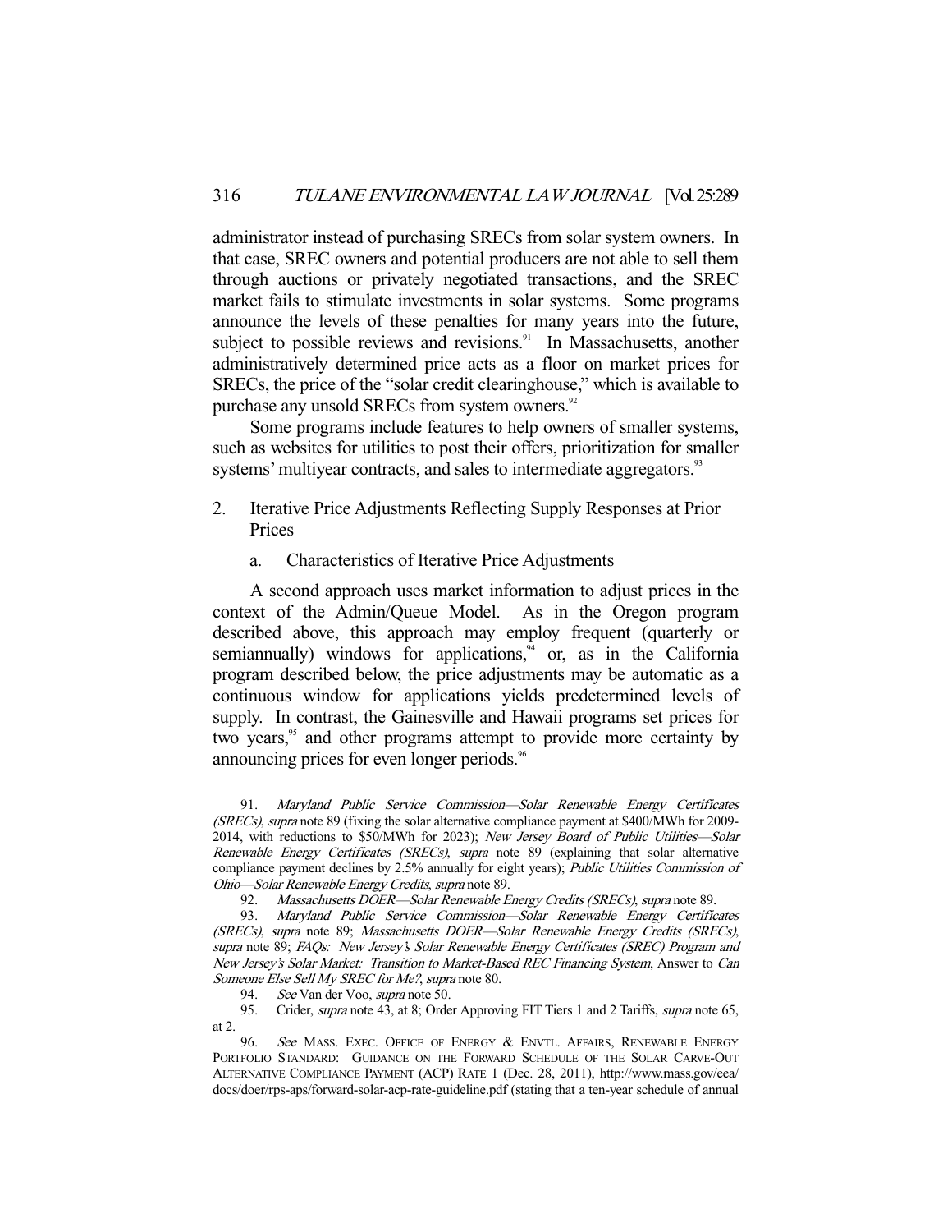administrator instead of purchasing SRECs from solar system owners. In that case, SREC owners and potential producers are not able to sell them through auctions or privately negotiated transactions, and the SREC market fails to stimulate investments in solar systems. Some programs announce the levels of these penalties for many years into the future, subject to possible reviews and revisions.[91] In Massachusetts, another administratively determined price acts as a floor on market prices for SRECs, the price of the "solar credit clearinghouse," which is available to purchase any unsold SRECs from system owners.[92]

Some programs include features to help owners of smaller systems, such as websites for utilities to post their offers, prioritization for smaller systems' multiyear contracts, and sales to intermediate aggregators.[93]

2. Iterative Price Adjustments Reflecting Supply Responses at Prior Prices

a. Characteristics of Iterative Price Adjustments

A second approach uses market information to adjust prices in the context of the Admin/Queue Model. As in the Oregon program described above, this approach may employ frequent (quarterly or semiannually) windows for applications,[94] or, as in the California program described below, the price adjustments may be automatic as a continuous window for applications yields predetermined levels of supply. In contrast, the Gainesville and Hawaii programs set prices for two years,[95] and other programs attempt to provide more certainty by announcing prices for even longer periods.[96]

---

91. *Maryland Public Service Commission—Solar Renewable Energy Certificates (SRECs)*, *supra* note 89 (fixing the solar alternative compliance payment at $400/MWh for 2009-2014, with reductions to $50/MWh for 2023); *New Jersey Board of Public Utilities—Solar Renewable Energy Certificates (SRECs)*, *supra* note 89 (explaining that solar alternative compliance payment declines by 2.5% annually for eight years); *Public Utilities Commission of Ohio—Solar Renewable Energy Credits*, *supra* note 89.

92. *Massachusetts DOER—Solar Renewable Energy Credits (SRECs)*, *supra* note 89.

93. *Maryland Public Service Commission—Solar Renewable Energy Certificates (SRECs)*, *supra* note 89; *Massachusetts DOER—Solar Renewable Energy Credits (SRECs)*, *supra* note 89; *FAQs: New Jersey's Solar Renewable Energy Certificates (SREC) Program and New Jersey's Solar Market: Transition to Market-Based REC Financing System*, Answer to *Can Someone Else Sell My SREC for Me?*, *supra* note 80.

94. *See* Van der Voo, *supra* note 50.

95. Crider, *supra* note 43, at 8; Order Approving FIT Tiers 1 and 2 Tariffs, *supra* note 65, at 2.

96. *See* MASS. EXEC. OFFICE OF ENERGY & ENVTL. AFFAIRS, RENEWABLE ENERGY PORTFOLIO STANDARD: GUIDANCE ON THE FORWARD SCHEDULE OF THE SOLAR CARVE-OUT ALTERNATIVE COMPLIANCE PAYMENT (ACP) RATE 1 (Dec. 28, 2011), http://www.mass.gov/eea/docs/doer/rps-aps/forward-solar-acp-rate-guideline.pdf (stating that a ten-year schedule of annual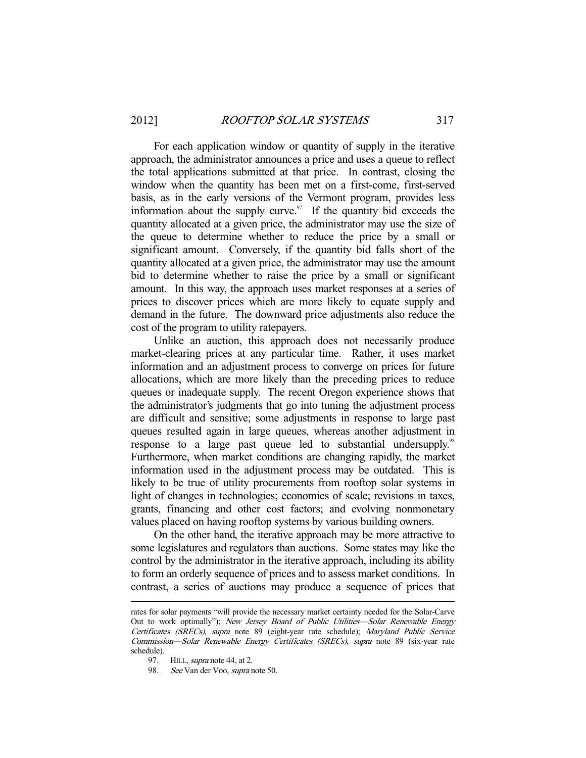For each application window or quantity of supply in the iterative approach, the administrator announces a price and uses a queue to reflect the total applications submitted at that price. In contrast, closing the window when the quantity has been met on a first-come, first-served basis, as in the early versions of the Vermont program, provides less information about the supply curve.[97] If the quantity bid exceeds the quantity allocated at a given price, the administrator may use the size of the queue to determine whether to reduce the price by a small or significant amount. Conversely, if the quantity bid falls short of the quantity allocated at a given price, the administrator may use the amount bid to determine whether to raise the price by a small or significant amount. In this way, the approach uses market responses at a series of prices to discover prices which are more likely to equate supply and demand in the future. The downward price adjustments also reduce the cost of the program to utility ratepayers.

Unlike an auction, this approach does not necessarily produce market-clearing prices at any particular time. Rather, it uses market information and an adjustment process to converge on prices for future allocations, which are more likely than the preceding prices to reduce queues or inadequate supply. The recent Oregon experience shows that the administrator's judgments that go into tuning the adjustment process are difficult and sensitive; some adjustments in response to large past queues resulted again in large queues, whereas another adjustment in response to a large past queue led to substantial undersupply.[98] Furthermore, when market conditions are changing rapidly, the market information used in the adjustment process may be outdated. This is likely to be true of utility procurements from rooftop solar systems in light of changes in technologies; economies of scale; revisions in taxes, grants, financing and other cost factors; and evolving nonmonetary values placed on having rooftop systems by various building owners.

On the other hand, the iterative approach may be more attractive to some legislatures and regulators than auctions. Some states may like the control by the administrator in the iterative approach, including its ability to form an orderly sequence of prices and to assess market conditions. In contrast, a series of auctions may produce a sequence of prices that

---

rates for solar payments "will provide the necessary market certainty needed for the Solar-Carve Out to work optimally"); *New Jersey Board of Public Utilities—Solar Renewable Energy Certificates (SRECs)*, *supra* note 89 (eight-year rate schedule); *Maryland Public Service Commission—Solar Renewable Energy Certificates (SRECs)*, *supra* note 89 (six-year rate schedule).

97. HILL, *supra* note 44, at 2.

98. *See* Van der Voo, *supra* note 50.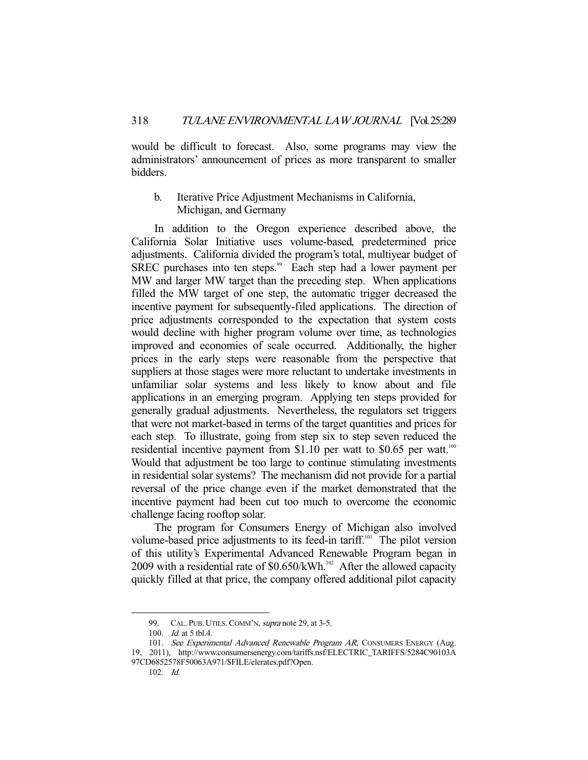would be difficult to forecast. Also, some programs may view the administrators' announcement of prices as more transparent to smaller bidders.

### b. Iterative Price Adjustment Mechanisms in California, Michigan, and Germany

In addition to the Oregon experience described above, the California Solar Initiative uses volume-based, predetermined price adjustments. California divided the program's total, multiyear budget of SREC purchases into ten steps.[99] Each step had a lower payment per MW and larger MW target than the preceding step. When applications filled the MW target of one step, the automatic trigger decreased the incentive payment for subsequently-filed applications. The direction of price adjustments corresponded to the expectation that system costs would decline with higher program volume over time, as technologies improved and economies of scale occurred. Additionally, the higher prices in the early steps were reasonable from the perspective that suppliers at those stages were more reluctant to undertake investments in unfamiliar solar systems and less likely to know about and file applications in an emerging program. Applying ten steps provided for generally gradual adjustments. Nevertheless, the regulators set triggers that were not market-based in terms of the target quantities and prices for each step. To illustrate, going from step six to step seven reduced the residential incentive payment from $1.10 per watt to $0.65 per watt.[100] Would that adjustment be too large to continue stimulating investments in residential solar systems? The mechanism did not provide for a partial reversal of the price change even if the market demonstrated that the incentive payment had been cut too much to overcome the economic challenge facing rooftop solar.

The program for Consumers Energy of Michigan also involved volume-based price adjustments to its feed-in tariff.[101] The pilot version of this utility's Experimental Advanced Renewable Program began in 2009 with a residential rate of $0.650/kWh.[102] After the allowed capacity quickly filled at that price, the company offered additional pilot capacity

---

99. CAL. PUB. UTILS. COMM'N, *supra* note 29, at 3-5.

100. *Id.* at 5 tbl.4.

101. *See Experimental Advanced Renewable Program AR*, CONSUMERS ENERGY (Aug. 19, 2011), http://www.consumersenergy.com/tariffs.nsf/ELECTRIC_TARIFFS/5284C90103A97CD6852578F50063A971/$FILE/elerates.pdf?Open.

102. *Id.*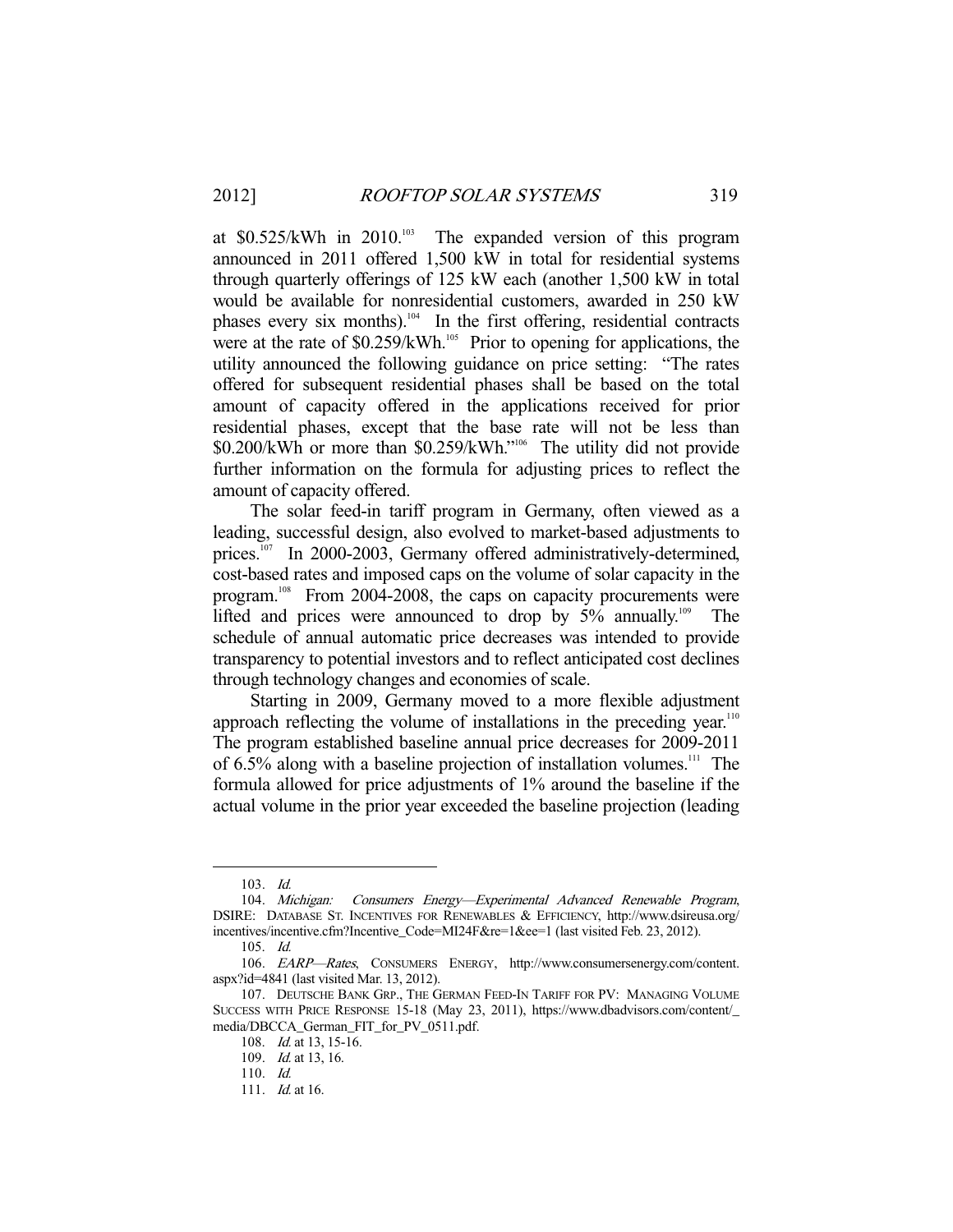at \$0.525/kWh in 2010.[103] The expanded version of this program announced in 2011 offered 1,500 kW in total for residential systems through quarterly offerings of 125 kW each (another 1,500 kW in total would be available for nonresidential customers, awarded in 250 kW phases every six months).[104] In the first offering, residential contracts were at the rate of \$0.259/kWh.[105] Prior to opening for applications, the utility announced the following guidance on price setting: "The rates offered for subsequent residential phases shall be based on the total amount of capacity offered in the applications received for prior residential phases, except that the base rate will not be less than \$0.200/kWh or more than \$0.259/kWh."[106] The utility did not provide further information on the formula for adjusting prices to reflect the amount of capacity offered.

The solar feed-in tariff program in Germany, often viewed as a leading, successful design, also evolved to market-based adjustments to prices.[107] In 2000-2003, Germany offered administratively-determined, cost-based rates and imposed caps on the volume of solar capacity in the program.[108] From 2004-2008, the caps on capacity procurements were lifted and prices were announced to drop by 5% annually.[109] The schedule of annual automatic price decreases was intended to provide transparency to potential investors and to reflect anticipated cost declines through technology changes and economies of scale.

Starting in 2009, Germany moved to a more flexible adjustment approach reflecting the volume of installations in the preceding year.[110] The program established baseline annual price decreases for 2009-2011 of 6.5% along with a baseline projection of installation volumes.[111] The formula allowed for price adjustments of 1% around the baseline if the actual volume in the prior year exceeded the baseline projection (leading

---

103. *Id.*

104. *Michigan: Consumers Energy—Experimental Advanced Renewable Program*, DSIRE: DATABASE ST. INCENTIVES FOR RENEWABLES & EFFICIENCY, http://www.dsireusa.org/incentives/incentive.cfm?Incentive_Code=MI24F&re=1&ee=1 (last visited Feb. 23, 2012).

105. *Id.*

106. *EARP—Rates*, CONSUMERS ENERGY, http://www.consumersenergy.com/content.aspx?id=4841 (last visited Mar. 13, 2012).

107. DEUTSCHE BANK GRP., THE GERMAN FEED-IN TARIFF FOR PV: MANAGING VOLUME SUCCESS WITH PRICE RESPONSE 15-18 (May 23, 2011), https://www.dbadvisors.com/content/_media/DBCCA_German_FIT_for_PV_0511.pdf.

108. *Id.* at 13, 15-16.

109. *Id.* at 13, 16.

110. *Id.*

111. *Id.* at 16.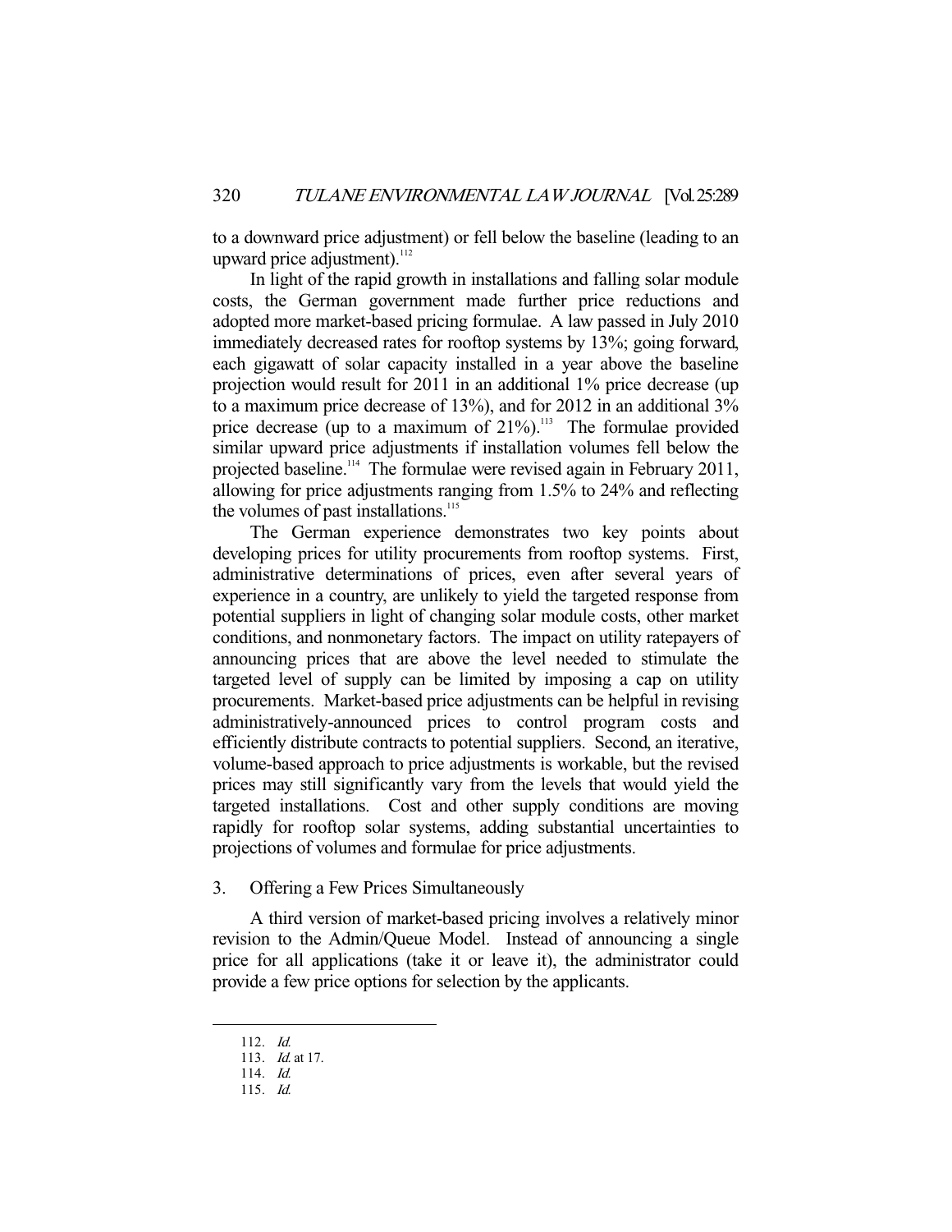to a downward price adjustment) or fell below the baseline (leading to an upward price adjustment).[112]

In light of the rapid growth in installations and falling solar module costs, the German government made further price reductions and adopted more market-based pricing formulae. A law passed in July 2010 immediately decreased rates for rooftop systems by 13%; going forward, each gigawatt of solar capacity installed in a year above the baseline projection would result for 2011 in an additional 1% price decrease (up to a maximum price decrease of 13%), and for 2012 in an additional 3% price decrease (up to a maximum of 21%).[113] The formulae provided similar upward price adjustments if installation volumes fell below the projected baseline.[114] The formulae were revised again in February 2011, allowing for price adjustments ranging from 1.5% to 24% and reflecting the volumes of past installations.[115]

The German experience demonstrates two key points about developing prices for utility procurements from rooftop systems. First, administrative determinations of prices, even after several years of experience in a country, are unlikely to yield the targeted response from potential suppliers in light of changing solar module costs, other market conditions, and nonmonetary factors. The impact on utility ratepayers of announcing prices that are above the level needed to stimulate the targeted level of supply can be limited by imposing a cap on utility procurements. Market-based price adjustments can be helpful in revising administratively-announced prices to control program costs and efficiently distribute contracts to potential suppliers. Second, an iterative, volume-based approach to price adjustments is workable, but the revised prices may still significantly vary from the levels that would yield the targeted installations. Cost and other supply conditions are moving rapidly for rooftop solar systems, adding substantial uncertainties to projections of volumes and formulae for price adjustments.

### 3. Offering a Few Prices Simultaneously

A third version of market-based pricing involves a relatively minor revision to the Admin/Queue Model. Instead of announcing a single price for all applications (take it or leave it), the administrator could provide a few price options for selection by the applicants.

---

112. *Id.*
113. *Id.* at 17.
114. *Id.*
115. *Id.*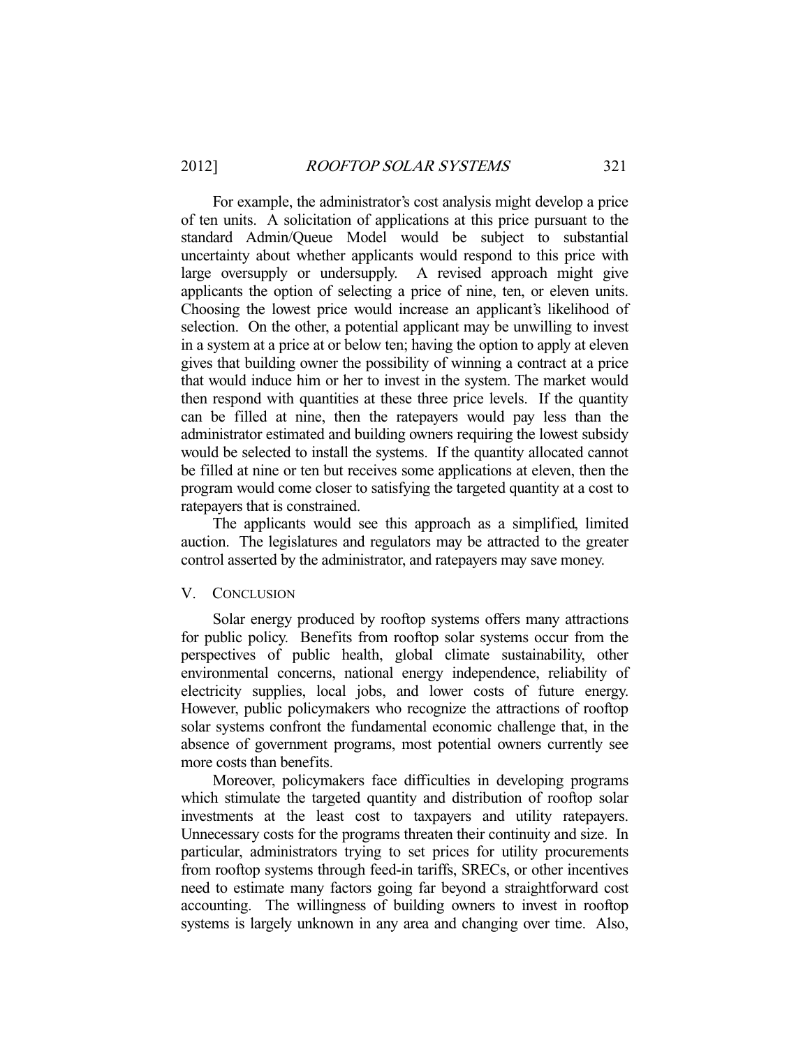For example, the administrator's cost analysis might develop a price of ten units. A solicitation of applications at this price pursuant to the standard Admin/Queue Model would be subject to substantial uncertainty about whether applicants would respond to this price with large oversupply or undersupply. A revised approach might give applicants the option of selecting a price of nine, ten, or eleven units. Choosing the lowest price would increase an applicant's likelihood of selection. On the other, a potential applicant may be unwilling to invest in a system at a price at or below ten; having the option to apply at eleven gives that building owner the possibility of winning a contract at a price that would induce him or her to invest in the system. The market would then respond with quantities at these three price levels. If the quantity can be filled at nine, then the ratepayers would pay less than the administrator estimated and building owners requiring the lowest subsidy would be selected to install the systems. If the quantity allocated cannot be filled at nine or ten but receives some applications at eleven, then the program would come closer to satisfying the targeted quantity at a cost to ratepayers that is constrained.

The applicants would see this approach as a simplified, limited auction. The legislatures and regulators may be attracted to the greater control asserted by the administrator, and ratepayers may save money.

## V. Conclusion

Solar energy produced by rooftop systems offers many attractions for public policy. Benefits from rooftop solar systems occur from the perspectives of public health, global climate sustainability, other environmental concerns, national energy independence, reliability of electricity supplies, local jobs, and lower costs of future energy. However, public policymakers who recognize the attractions of rooftop solar systems confront the fundamental economic challenge that, in the absence of government programs, most potential owners currently see more costs than benefits.

Moreover, policymakers face difficulties in developing programs which stimulate the targeted quantity and distribution of rooftop solar investments at the least cost to taxpayers and utility ratepayers. Unnecessary costs for the programs threaten their continuity and size. In particular, administrators trying to set prices for utility procurements from rooftop systems through feed-in tariffs, SRECs, or other incentives need to estimate many factors going far beyond a straightforward cost accounting. The willingness of building owners to invest in rooftop systems is largely unknown in any area and changing over time. Also,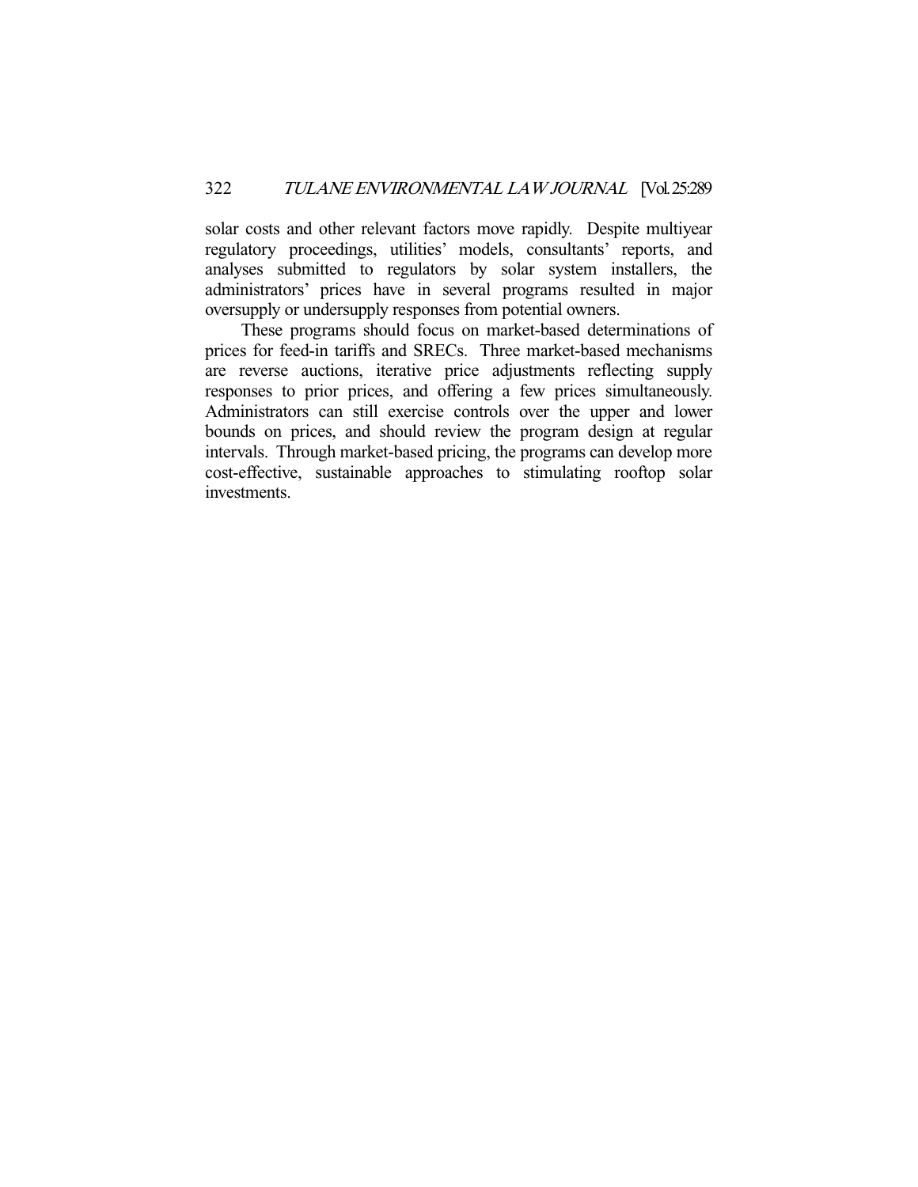solar costs and other relevant factors move rapidly. Despite multiyear regulatory proceedings, utilities' models, consultants' reports, and analyses submitted to regulators by solar system installers, the administrators' prices have in several programs resulted in major oversupply or undersupply responses from potential owners.

These programs should focus on market-based determinations of prices for feed-in tariffs and SRECs. Three market-based mechanisms are reverse auctions, iterative price adjustments reflecting supply responses to prior prices, and offering a few prices simultaneously. Administrators can still exercise controls over the upper and lower bounds on prices, and should review the program design at regular intervals. Through market-based pricing, the programs can develop more cost-effective, sustainable approaches to stimulating rooftop solar investments.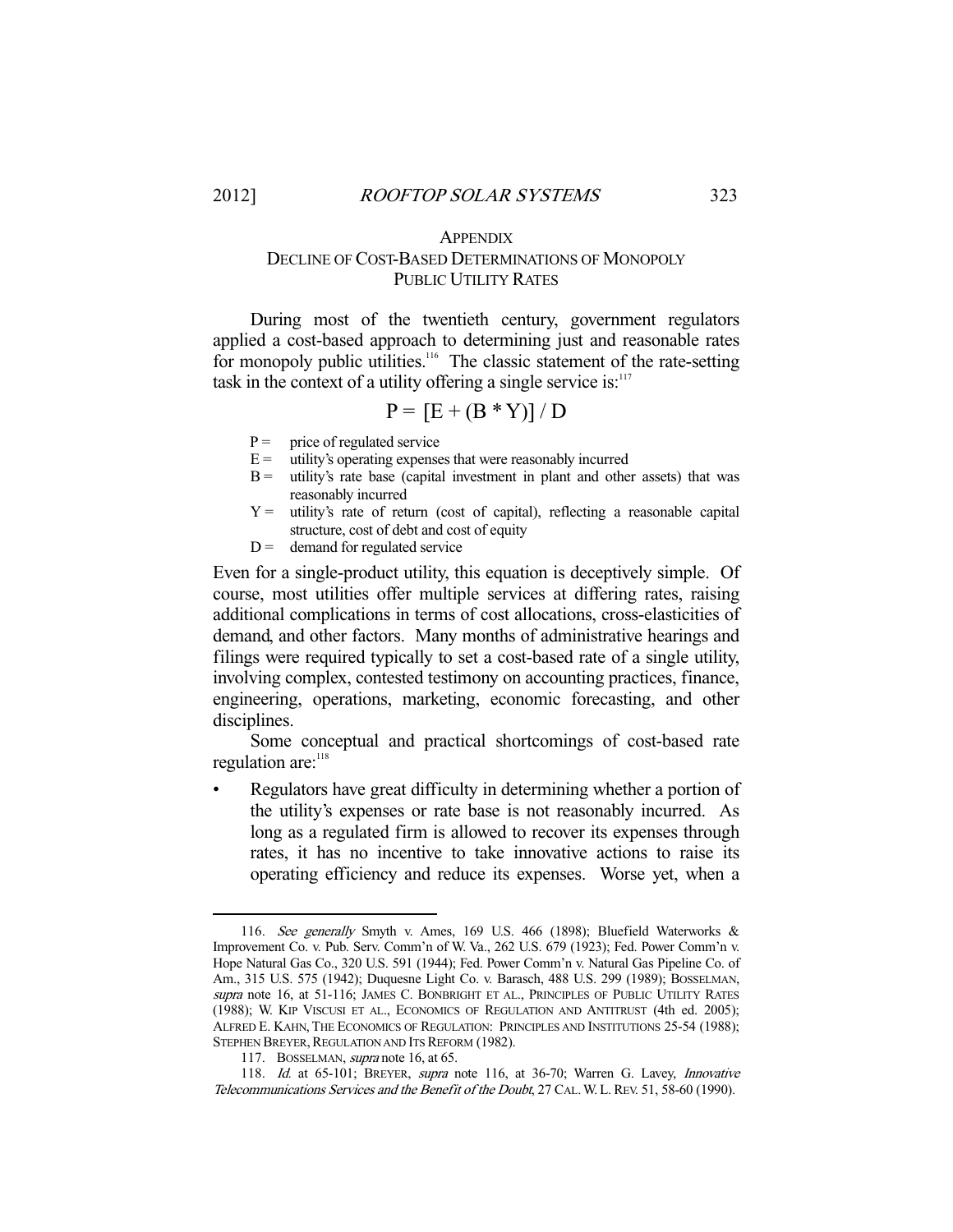# APPENDIX

## DECLINE OF COST-BASED DETERMINATIONS OF MONOPOLY PUBLIC UTILITY RATES

During most of the twentieth century, government regulators applied a cost-based approach to determining just and reasonable rates for monopoly public utilities.[116] The classic statement of the rate-setting task in the context of a utility offering a single service is:[117]

$$P = [E + (B * Y)] / D$$

- P = price of regulated service
- E = utility's operating expenses that were reasonably incurred
- B = utility's rate base (capital investment in plant and other assets) that was reasonably incurred
- Y = utility's rate of return (cost of capital), reflecting a reasonable capital structure, cost of debt and cost of equity
- D = demand for regulated service

Even for a single-product utility, this equation is deceptively simple. Of course, most utilities offer multiple services at differing rates, raising additional complications in terms of cost allocations, cross-elasticities of demand, and other factors. Many months of administrative hearings and filings were required typically to set a cost-based rate of a single utility, involving complex, contested testimony on accounting practices, finance, engineering, operations, marketing, economic forecasting, and other disciplines.

Some conceptual and practical shortcomings of cost-based rate regulation are:[118]

- Regulators have great difficulty in determining whether a portion of the utility's expenses or rate base is not reasonably incurred. As long as a regulated firm is allowed to recover its expenses through rates, it has no incentive to take innovative actions to raise its operating efficiency and reduce its expenses. Worse yet, when a

---

116. *See generally* Smyth v. Ames, 169 U.S. 466 (1898); Bluefield Waterworks & Improvement Co. v. Pub. Serv. Comm'n of W. Va., 262 U.S. 679 (1923); Fed. Power Comm'n v. Hope Natural Gas Co., 320 U.S. 591 (1944); Fed. Power Comm'n v. Natural Gas Pipeline Co. of Am., 315 U.S. 575 (1942); Duquesne Light Co. v. Barasch, 488 U.S. 299 (1989); BOSSELMAN, *supra* note 16, at 51-116; JAMES C. BONBRIGHT ET AL., PRINCIPLES OF PUBLIC UTILITY RATES (1988); W. KIP VISCUSI ET AL., ECONOMICS OF REGULATION AND ANTITRUST (4th ed. 2005); ALFRED E. KAHN, THE ECONOMICS OF REGULATION: PRINCIPLES AND INSTITUTIONS 25-54 (1988); STEPHEN BREYER, REGULATION AND ITS REFORM (1982).

117. BOSSELMAN, *supra* note 16, at 65.

118. *Id.* at 65-101; BREYER, *supra* note 116, at 36-70; Warren G. Lavey, *Innovative Telecommunications Services and the Benefit of the Doubt*, 27 CAL. W. L. REV. 51, 58-60 (1990).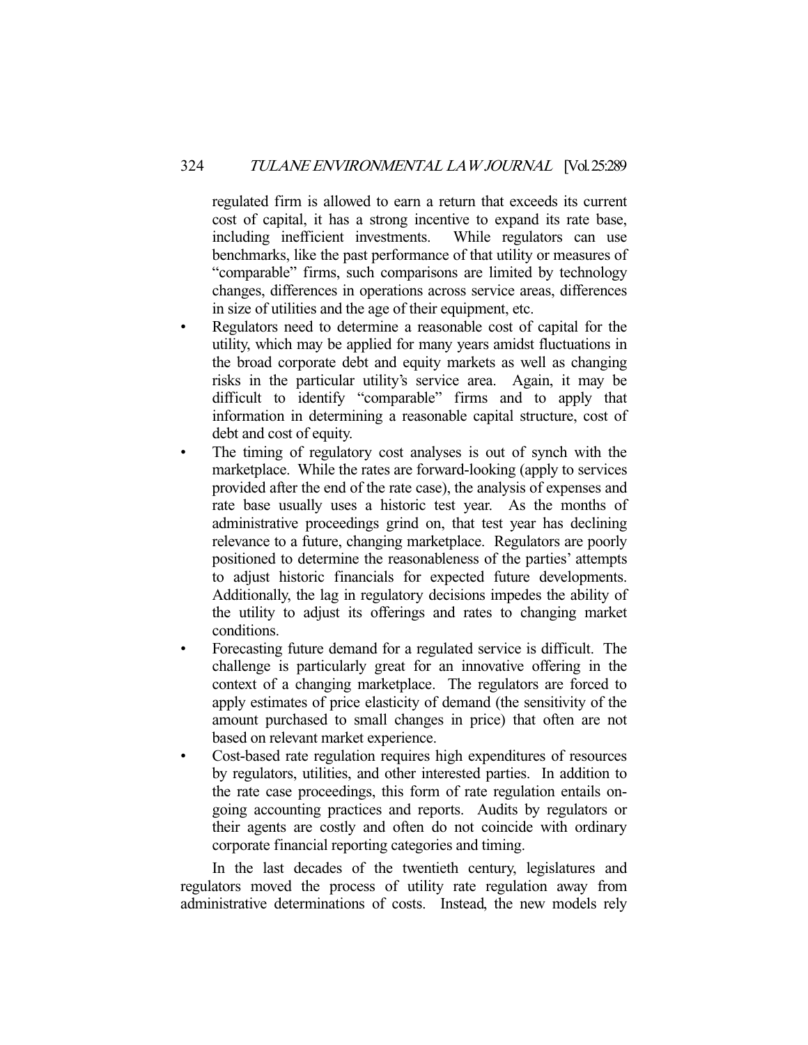regulated firm is allowed to earn a return that exceeds its current cost of capital, it has a strong incentive to expand its rate base, including inefficient investments. While regulators can use benchmarks, like the past performance of that utility or measures of "comparable" firms, such comparisons are limited by technology changes, differences in operations across service areas, differences in size of utilities and the age of their equipment, etc.

- Regulators need to determine a reasonable cost of capital for the utility, which may be applied for many years amidst fluctuations in the broad corporate debt and equity markets as well as changing risks in the particular utility's service area. Again, it may be difficult to identify "comparable" firms and to apply that information in determining a reasonable capital structure, cost of debt and cost of equity.
- The timing of regulatory cost analyses is out of synch with the marketplace. While the rates are forward-looking (apply to services provided after the end of the rate case), the analysis of expenses and rate base usually uses a historic test year. As the months of administrative proceedings grind on, that test year has declining relevance to a future, changing marketplace. Regulators are poorly positioned to determine the reasonableness of the parties' attempts to adjust historic financials for expected future developments. Additionally, the lag in regulatory decisions impedes the ability of the utility to adjust its offerings and rates to changing market conditions.
- Forecasting future demand for a regulated service is difficult. The challenge is particularly great for an innovative offering in the context of a changing marketplace. The regulators are forced to apply estimates of price elasticity of demand (the sensitivity of the amount purchased to small changes in price) that often are not based on relevant market experience.
- Cost-based rate regulation requires high expenditures of resources by regulators, utilities, and other interested parties. In addition to the rate case proceedings, this form of rate regulation entails on-going accounting practices and reports. Audits by regulators or their agents are costly and often do not coincide with ordinary corporate financial reporting categories and timing.

In the last decades of the twentieth century, legislatures and regulators moved the process of utility rate regulation away from administrative determinations of costs. Instead, the new models rely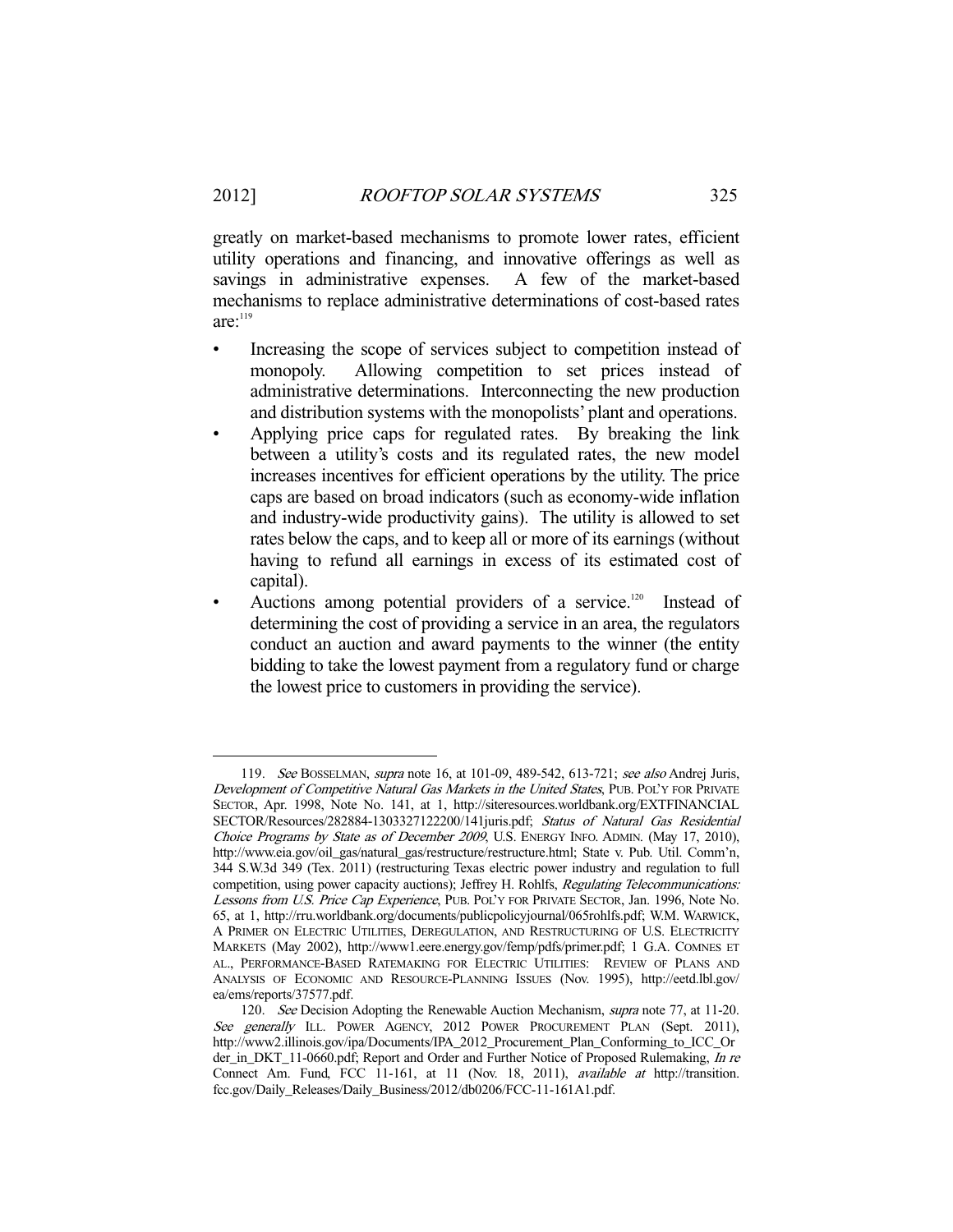greatly on market-based mechanisms to promote lower rates, efficient utility operations and financing, and innovative offerings as well as savings in administrative expenses. A few of the market-based mechanisms to replace administrative determinations of cost-based rates are:[119]

- Increasing the scope of services subject to competition instead of monopoly. Allowing competition to set prices instead of administrative determinations. Interconnecting the new production and distribution systems with the monopolists' plant and operations.
- Applying price caps for regulated rates. By breaking the link between a utility's costs and its regulated rates, the new model increases incentives for efficient operations by the utility. The price caps are based on broad indicators (such as economy-wide inflation and industry-wide productivity gains). The utility is allowed to set rates below the caps, and to keep all or more of its earnings (without having to refund all earnings in excess of its estimated cost of capital).
- Auctions among potential providers of a service.[120] Instead of determining the cost of providing a service in an area, the regulators conduct an auction and award payments to the winner (the entity bidding to take the lowest payment from a regulatory fund or charge the lowest price to customers in providing the service).

---

119. *See* BOSSELMAN, *supra* note 16, at 101-09, 489-542, 613-721; *see also* Andrej Juris, *Development of Competitive Natural Gas Markets in the United States*, PUB. POL'Y FOR PRIVATE SECTOR, Apr. 1998, Note No. 141, at 1, http://siteresources.worldbank.org/EXTFINANCIAL SECTOR/Resources/282884-1303327122200/141juris.pdf; *Status of Natural Gas Residential Choice Programs by State as of December 2009*, U.S. ENERGY INFO. ADMIN. (May 17, 2010), http://www.eia.gov/oil_gas/natural_gas/restructure/restructure.html; State v. Pub. Util. Comm'n, 344 S.W.3d 349 (Tex. 2011) (restructuring Texas electric power industry and regulation to full competition, using power capacity auctions); Jeffrey H. Rohlfs, *Regulating Telecommunications: Lessons from U.S. Price Cap Experience*, PUB. POL'Y FOR PRIVATE SECTOR, Jan. 1996, Note No. 65, at 1, http://rru.worldbank.org/documents/publicpolicyjournal/065rohlfs.pdf; W.M. WARWICK, A PRIMER ON ELECTRIC UTILITIES, DEREGULATION, AND RESTRUCTURING OF U.S. ELECTRICITY MARKETS (May 2002), http://www1.eere.energy.gov/femp/pdfs/primer.pdf; 1 G.A. COMNES ET AL., PERFORMANCE-BASED RATEMAKING FOR ELECTRIC UTILITIES: REVIEW OF PLANS AND ANALYSIS OF ECONOMIC AND RESOURCE-PLANNING ISSUES (Nov. 1995), http://eetd.lbl.gov/ea/ems/reports/37577.pdf.

120. *See* Decision Adopting the Renewable Auction Mechanism, *supra* note 77, at 11-20. *See generally* ILL. POWER AGENCY, 2012 POWER PROCUREMENT PLAN (Sept. 2011), http://www2.illinois.gov/ipa/Documents/IPA_2012_Procurement_Plan_Conforming_to_ICC_Order_in_DKT_11-0660.pdf; Report and Order and Further Notice of Proposed Rulemaking, *In re* Connect Am. Fund, FCC 11-161, at 11 (Nov. 18, 2011), *available at* http://transition.fcc.gov/Daily_Releases/Daily_Business/2012/db0206/FCC-11-161A1.pdf.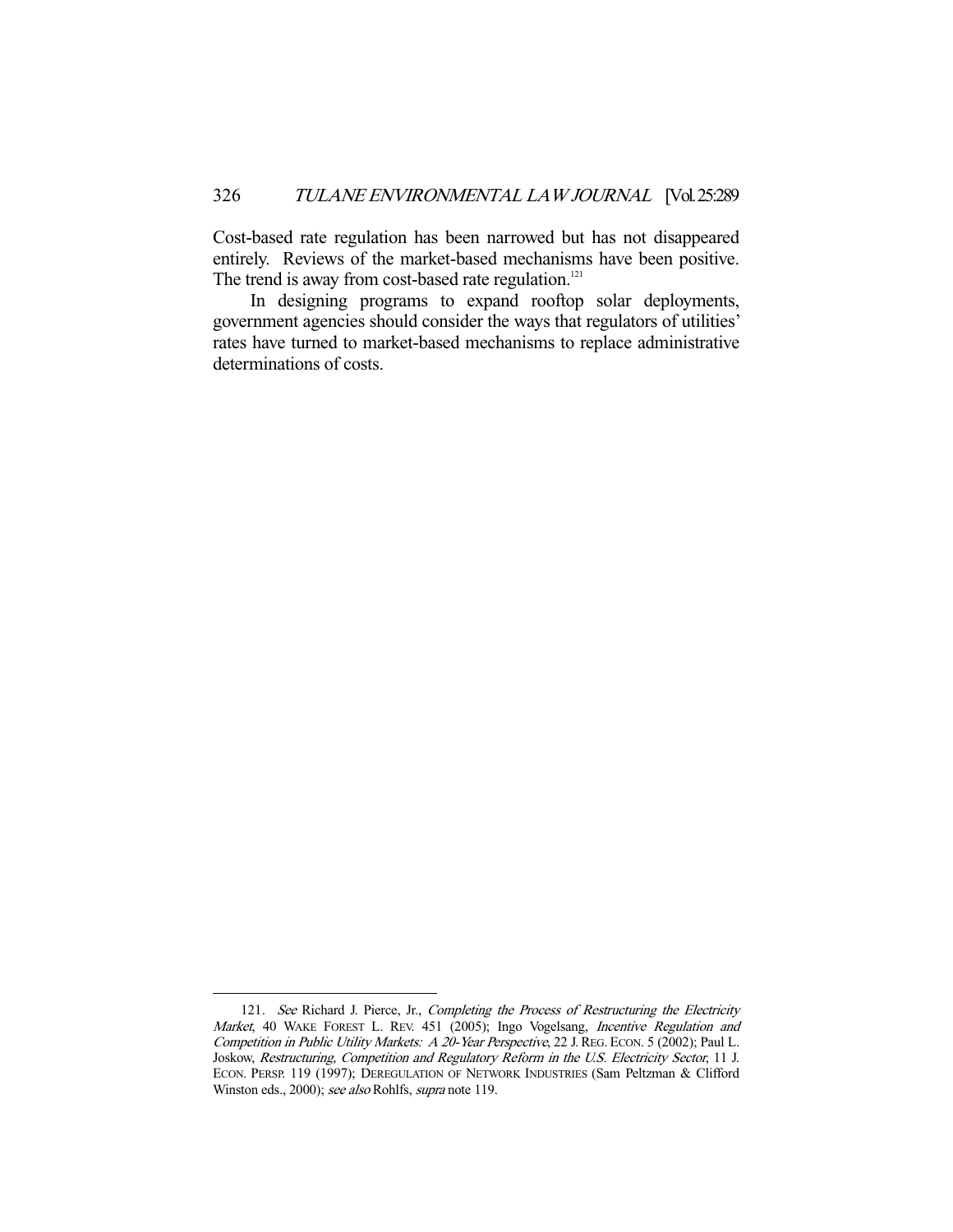Cost-based rate regulation has been narrowed but has not disappeared entirely. Reviews of the market-based mechanisms have been positive. The trend is away from cost-based rate regulation.[121]

In designing programs to expand rooftop solar deployments, government agencies should consider the ways that regulators of utilities' rates have turned to market-based mechanisms to replace administrative determinations of costs.

---

121. *See* Richard J. Pierce, Jr., *Completing the Process of Restructuring the Electricity Market*, 40 WAKE FOREST L. REV. 451 (2005); Ingo Vogelsang, *Incentive Regulation and Competition in Public Utility Markets: A 20-Year Perspective*, 22 J. REG. ECON. 5 (2002); Paul L. Joskow, *Restructuring, Competition and Regulatory Reform in the U.S. Electricity Sector*, 11 J. ECON. PERSP. 119 (1997); DEREGULATION OF NETWORK INDUSTRIES (Sam Peltzman & Clifford Winston eds., 2000); *see also* Rohlfs, *supra* note 119.